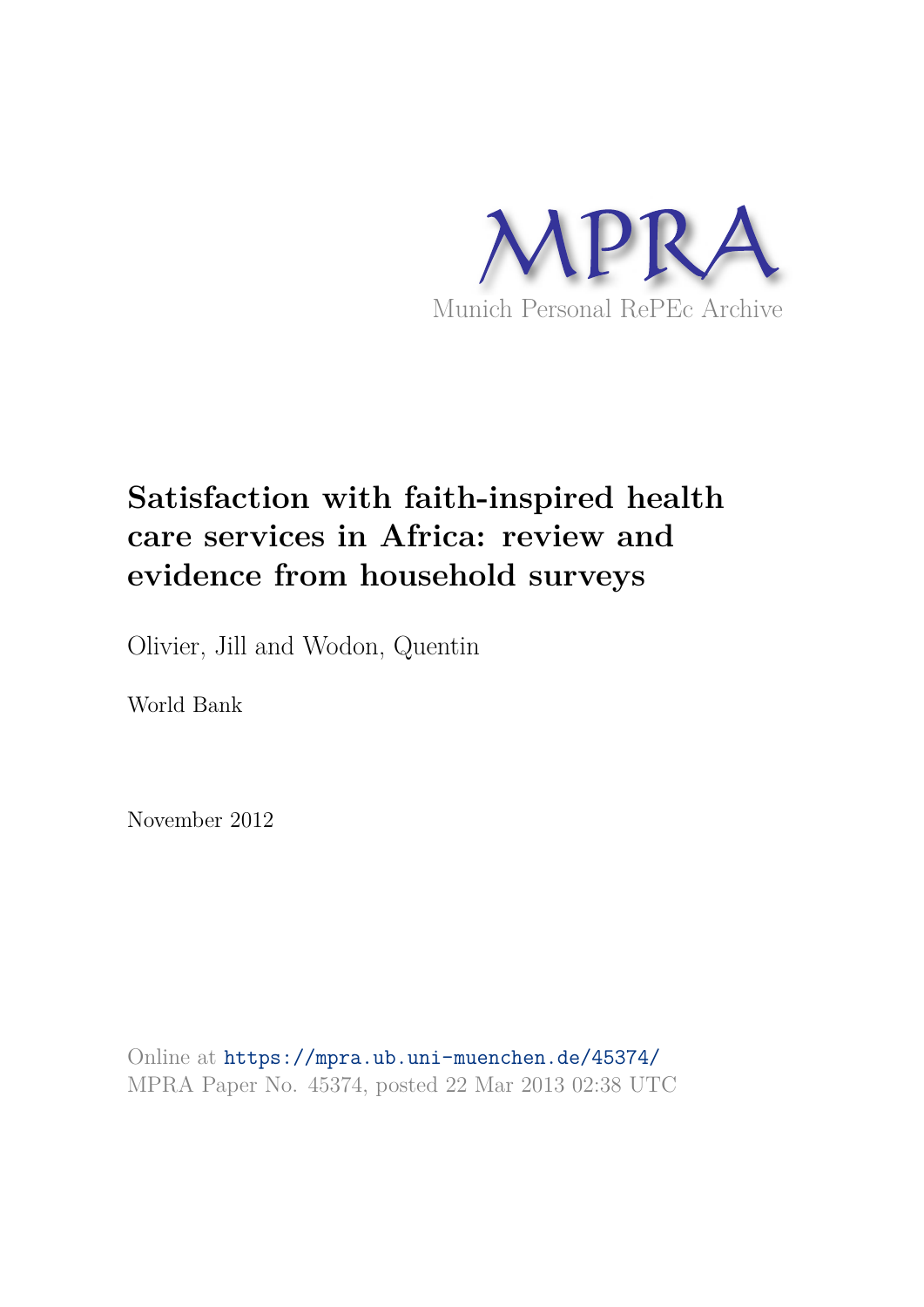MPRA

Munich Personal RePEc Archive

# Satisfaction with faith-inspired health care services in Africa: review and evidence from household surveys

Olivier, Jill and Wodon, Quentin

World Bank

November 2012

Online at https://mpra.ub.uni-muenchen.de/45374/
MPRA Paper No. 45374, posted 22 Mar 2013 02:38 UTC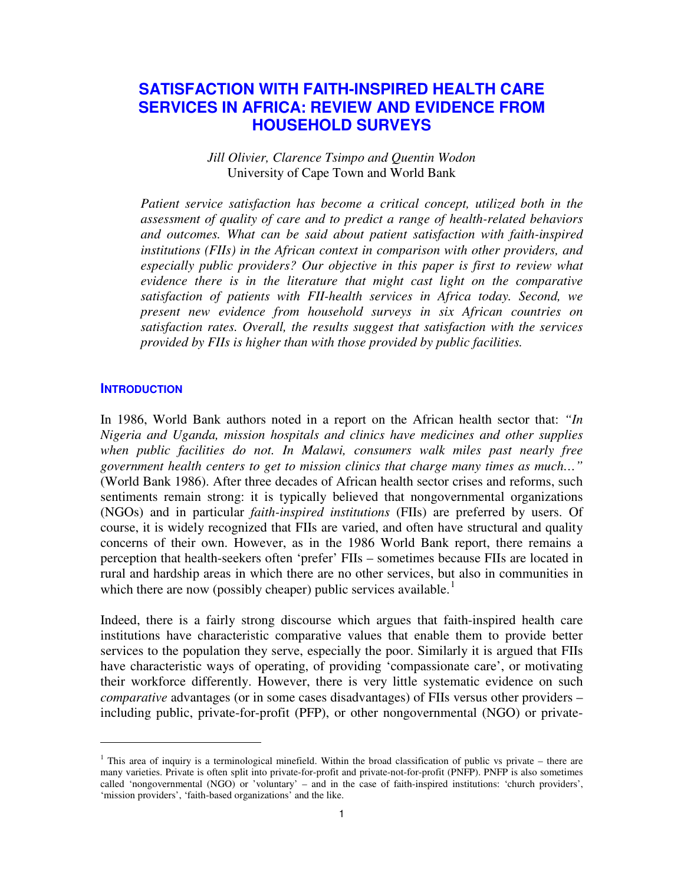# SATISFACTION WITH FAITH-INSPIRED HEALTH CARE SERVICES IN AFRICA: REVIEW AND EVIDENCE FROM HOUSEHOLD SURVEYS

*Jill Olivier, Clarence Tsimpo and Quentin Wodon*
University of Cape Town and World Bank

*Patient service satisfaction has become a critical concept, utilized both in the assessment of quality of care and to predict a range of health-related behaviors and outcomes. What can be said about patient satisfaction with faith-inspired institutions (FIIs) in the African context in comparison with other providers, and especially public providers? Our objective in this paper is first to review what evidence there is in the literature that might cast light on the comparative satisfaction of patients with FII-health services in Africa today. Second, we present new evidence from household surveys in six African countries on satisfaction rates. Overall, the results suggest that satisfaction with the services provided by FIIs is higher than with those provided by public facilities.*

## INTRODUCTION

In 1986, World Bank authors noted in a report on the African health sector that: *"In Nigeria and Uganda, mission hospitals and clinics have medicines and other supplies when public facilities do not. In Malawi, consumers walk miles past nearly free government health centers to get to mission clinics that charge many times as much…"* (World Bank 1986). After three decades of African health sector crises and reforms, such sentiments remain strong: it is typically believed that nongovernmental organizations (NGOs) and in particular *faith-inspired institutions* (FIIs) are preferred by users. Of course, it is widely recognized that FIIs are varied, and often have structural and quality concerns of their own. However, as in the 1986 World Bank report, there remains a perception that health-seekers often 'prefer' FIIs – sometimes because FIIs are located in rural and hardship areas in which there are no other services, but also in communities in which there are now (possibly cheaper) public services available.[1]

Indeed, there is a fairly strong discourse which argues that faith-inspired health care institutions have characteristic comparative values that enable them to provide better services to the population they serve, especially the poor. Similarly it is argued that FIIs have characteristic ways of operating, of providing 'compassionate care', or motivating their workforce differently. However, there is very little systematic evidence on such *comparative* advantages (or in some cases disadvantages) of FIIs versus other providers – including public, private-for-profit (PFP), or other nongovernmental (NGO) or private-

[1] This area of inquiry is a terminological minefield. Within the broad classification of public vs private – there are many varieties. Private is often split into private-for-profit and private-not-for-profit (PNFP). PNFP is also sometimes called 'nongovernmental (NGO) or 'voluntary' – and in the case of faith-inspired institutions: 'church providers', 'mission providers', 'faith-based organizations' and the like.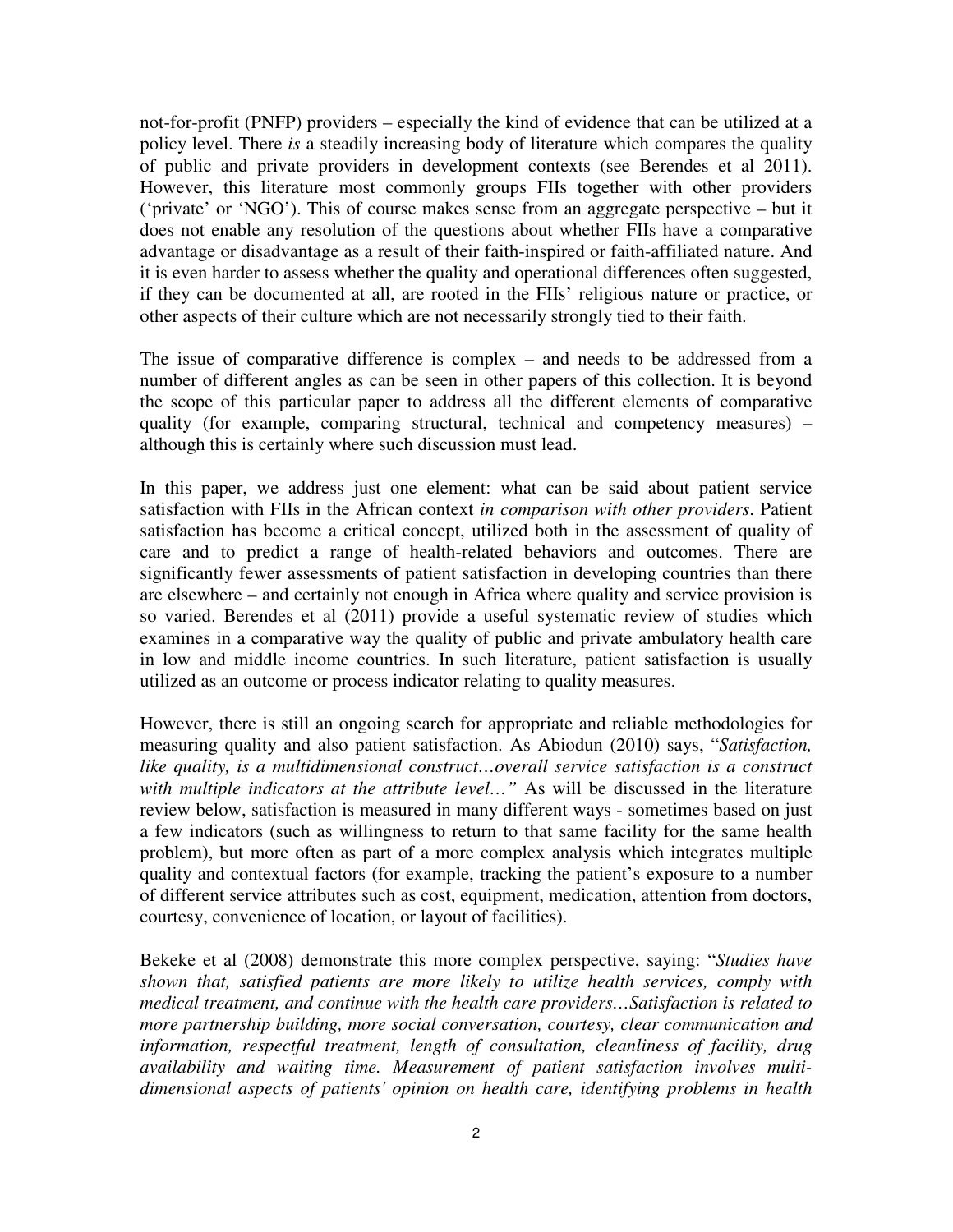not-for-profit (PNFP) providers – especially the kind of evidence that can be utilized at a policy level. There *is* a steadily increasing body of literature which compares the quality of public and private providers in development contexts (see Berendes et al 2011). However, this literature most commonly groups FIIs together with other providers ('private' or 'NGO'). This of course makes sense from an aggregate perspective – but it does not enable any resolution of the questions about whether FIIs have a comparative advantage or disadvantage as a result of their faith-inspired or faith-affiliated nature. And it is even harder to assess whether the quality and operational differences often suggested, if they can be documented at all, are rooted in the FIIs' religious nature or practice, or other aspects of their culture which are not necessarily strongly tied to their faith.

The issue of comparative difference is complex – and needs to be addressed from a number of different angles as can be seen in other papers of this collection. It is beyond the scope of this particular paper to address all the different elements of comparative quality (for example, comparing structural, technical and competency measures) – although this is certainly where such discussion must lead.

In this paper, we address just one element: what can be said about patient service satisfaction with FIIs in the African context *in comparison with other providers*. Patient satisfaction has become a critical concept, utilized both in the assessment of quality of care and to predict a range of health-related behaviors and outcomes. There are significantly fewer assessments of patient satisfaction in developing countries than there are elsewhere – and certainly not enough in Africa where quality and service provision is so varied. Berendes et al (2011) provide a useful systematic review of studies which examines in a comparative way the quality of public and private ambulatory health care in low and middle income countries. In such literature, patient satisfaction is usually utilized as an outcome or process indicator relating to quality measures.

However, there is still an ongoing search for appropriate and reliable methodologies for measuring quality and also patient satisfaction. As Abiodun (2010) says, "*Satisfaction, like quality, is a multidimensional construct…overall service satisfaction is a construct with multiple indicators at the attribute level…*" As will be discussed in the literature review below, satisfaction is measured in many different ways - sometimes based on just a few indicators (such as willingness to return to that same facility for the same health problem), but more often as part of a more complex analysis which integrates multiple quality and contextual factors (for example, tracking the patient's exposure to a number of different service attributes such as cost, equipment, medication, attention from doctors, courtesy, convenience of location, or layout of facilities).

Bekeke et al (2008) demonstrate this more complex perspective, saying: "*Studies have shown that, satisfied patients are more likely to utilize health services, comply with medical treatment, and continue with the health care providers…Satisfaction is related to more partnership building, more social conversation, courtesy, clear communication and information, respectful treatment, length of consultation, cleanliness of facility, drug availability and waiting time. Measurement of patient satisfaction involves multi-dimensional aspects of patients' opinion on health care, identifying problems in health*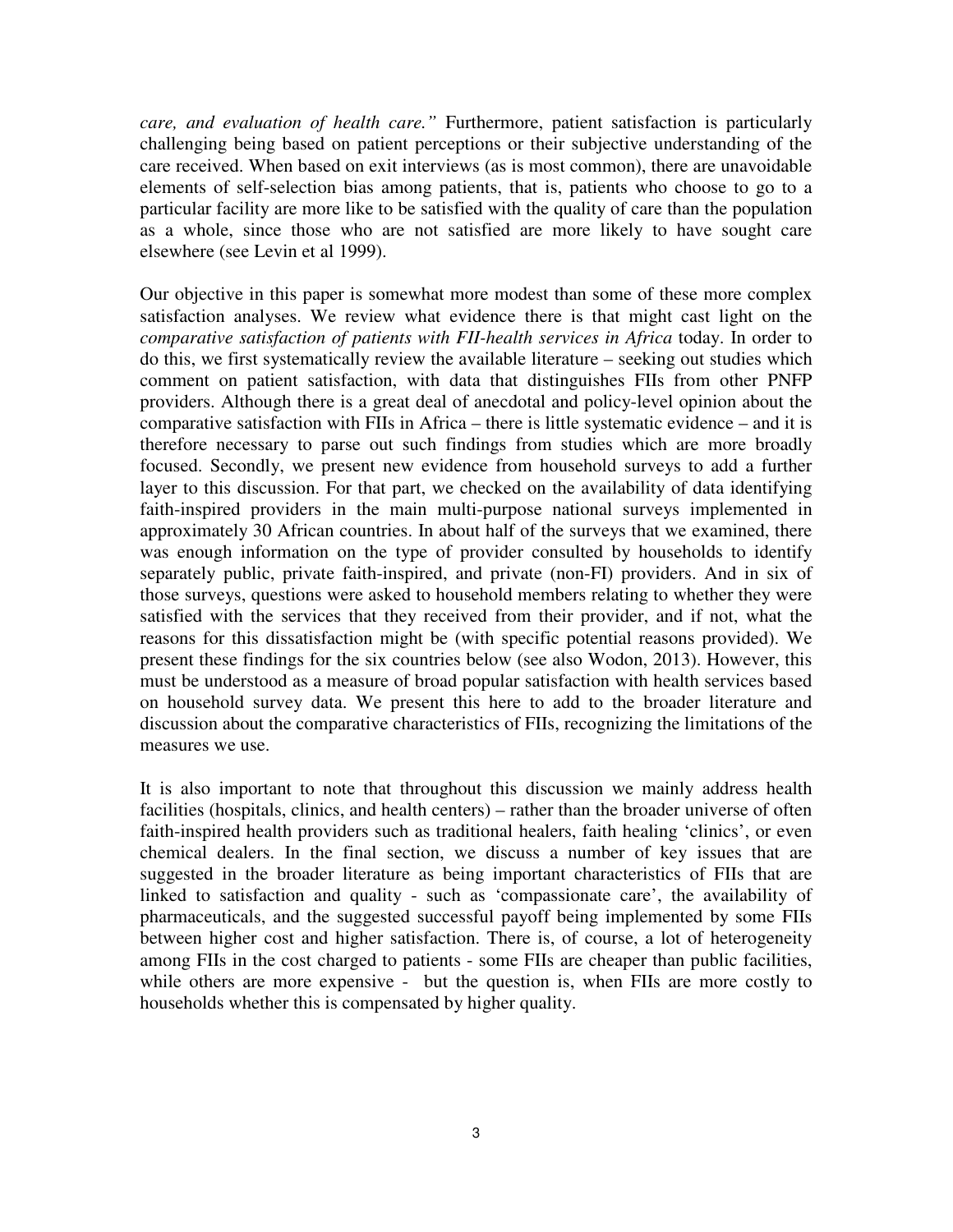*care, and evaluation of health care."* Furthermore, patient satisfaction is particularly challenging being based on patient perceptions or their subjective understanding of the care received. When based on exit interviews (as is most common), there are unavoidable elements of self-selection bias among patients, that is, patients who choose to go to a particular facility are more like to be satisfied with the quality of care than the population as a whole, since those who are not satisfied are more likely to have sought care elsewhere (see Levin et al 1999).

Our objective in this paper is somewhat more modest than some of these more complex satisfaction analyses. We review what evidence there is that might cast light on the *comparative satisfaction of patients with FII-health services in Africa* today. In order to do this, we first systematically review the available literature – seeking out studies which comment on patient satisfaction, with data that distinguishes FIIs from other PNFP providers. Although there is a great deal of anecdotal and policy-level opinion about the comparative satisfaction with FIIs in Africa – there is little systematic evidence – and it is therefore necessary to parse out such findings from studies which are more broadly focused. Secondly, we present new evidence from household surveys to add a further layer to this discussion. For that part, we checked on the availability of data identifying faith-inspired providers in the main multi-purpose national surveys implemented in approximately 30 African countries. In about half of the surveys that we examined, there was enough information on the type of provider consulted by households to identify separately public, private faith-inspired, and private (non-FI) providers. And in six of those surveys, questions were asked to household members relating to whether they were satisfied with the services that they received from their provider, and if not, what the reasons for this dissatisfaction might be (with specific potential reasons provided). We present these findings for the six countries below (see also Wodon, 2013). However, this must be understood as a measure of broad popular satisfaction with health services based on household survey data. We present this here to add to the broader literature and discussion about the comparative characteristics of FIIs, recognizing the limitations of the measures we use.

It is also important to note that throughout this discussion we mainly address health facilities (hospitals, clinics, and health centers) – rather than the broader universe of often faith-inspired health providers such as traditional healers, faith healing 'clinics', or even chemical dealers. In the final section, we discuss a number of key issues that are suggested in the broader literature as being important characteristics of FIIs that are linked to satisfaction and quality - such as 'compassionate care', the availability of pharmaceuticals, and the suggested successful payoff being implemented by some FIIs between higher cost and higher satisfaction. There is, of course, a lot of heterogeneity among FIIs in the cost charged to patients - some FIIs are cheaper than public facilities, while others are more expensive - but the question is, when FIIs are more costly to households whether this is compensated by higher quality.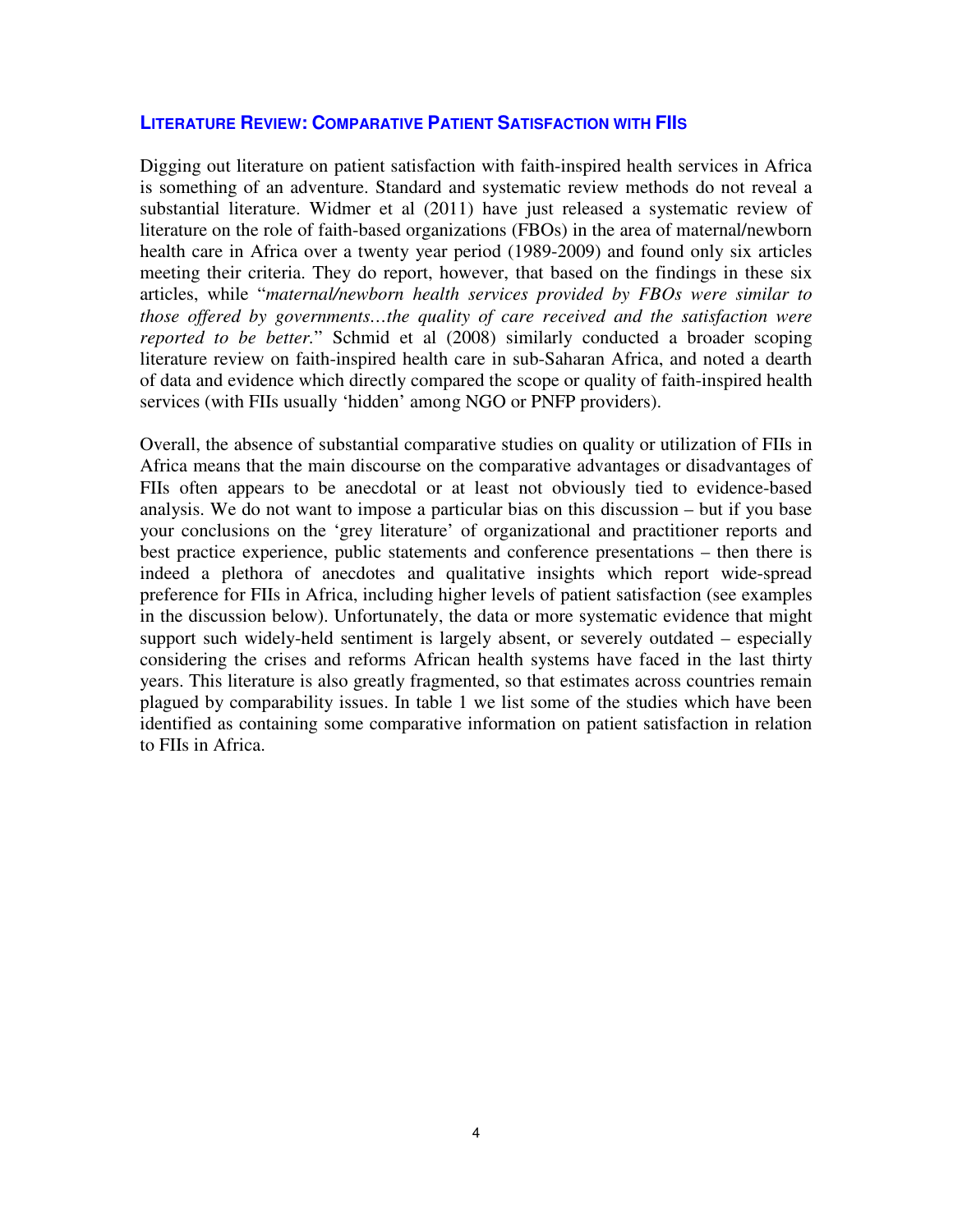## LITERATURE REVIEW: COMPARATIVE PATIENT SATISFACTION WITH FIIS

Digging out literature on patient satisfaction with faith-inspired health services in Africa is something of an adventure. Standard and systematic review methods do not reveal a substantial literature. Widmer et al (2011) have just released a systematic review of literature on the role of faith-based organizations (FBOs) in the area of maternal/newborn health care in Africa over a twenty year period (1989-2009) and found only six articles meeting their criteria. They do report, however, that based on the findings in these six articles, while "*maternal/newborn health services provided by FBOs were similar to those offered by governments…the quality of care received and the satisfaction were reported to be better.*" Schmid et al (2008) similarly conducted a broader scoping literature review on faith-inspired health care in sub-Saharan Africa, and noted a dearth of data and evidence which directly compared the scope or quality of faith-inspired health services (with FIIs usually 'hidden' among NGO or PNFP providers).

Overall, the absence of substantial comparative studies on quality or utilization of FIIs in Africa means that the main discourse on the comparative advantages or disadvantages of FIIs often appears to be anecdotal or at least not obviously tied to evidence-based analysis. We do not want to impose a particular bias on this discussion – but if you base your conclusions on the 'grey literature' of organizational and practitioner reports and best practice experience, public statements and conference presentations – then there is indeed a plethora of anecdotes and qualitative insights which report wide-spread preference for FIIs in Africa, including higher levels of patient satisfaction (see examples in the discussion below). Unfortunately, the data or more systematic evidence that might support such widely-held sentiment is largely absent, or severely outdated – especially considering the crises and reforms African health systems have faced in the last thirty years. This literature is also greatly fragmented, so that estimates across countries remain plagued by comparability issues. In table 1 we list some of the studies which have been identified as containing some comparative information on patient satisfaction in relation to FIIs in Africa.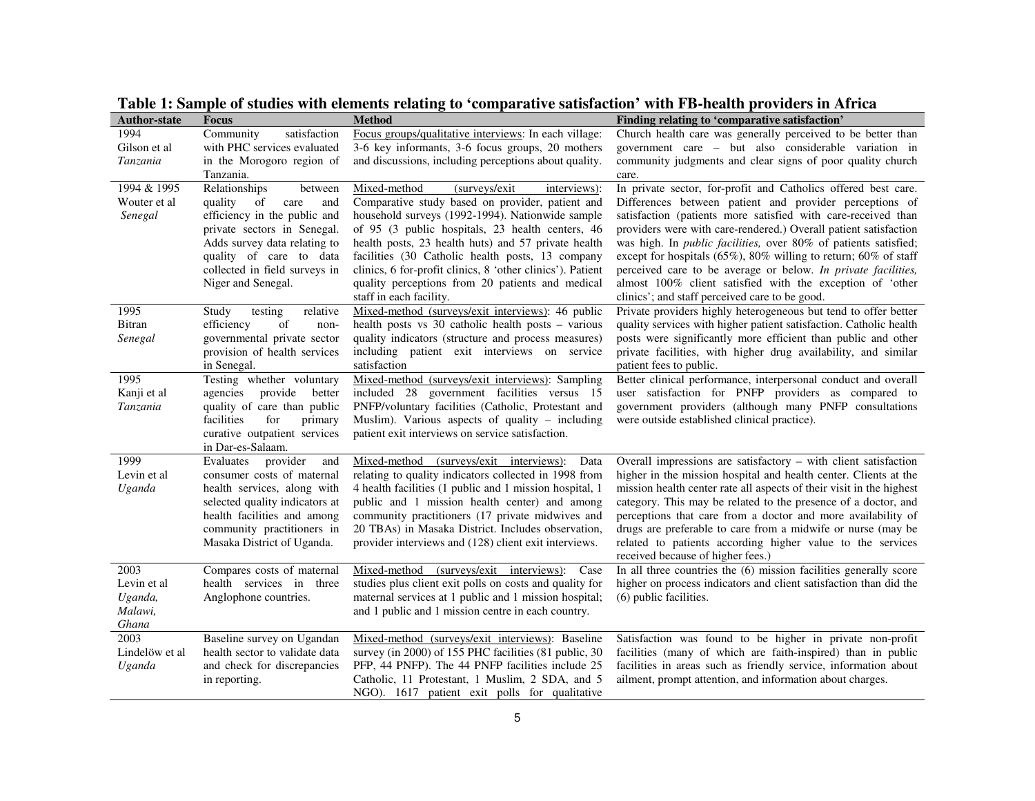**Table 1: Sample of studies with elements relating to 'comparative satisfaction' with FB-health providers in Africa**

| Author-state | Focus | Method | Finding relating to 'comparative satisfaction' |
|---|---|---|---|
| 1994 Gilson et al *Tanzania* | Community satisfaction with PHC services evaluated in the Morogoro region of Tanzania. | Focus groups/qualitative interviews: In each village: 3-6 key informants, 3-6 focus groups, 20 mothers and discussions, including perceptions about quality. | Church health care was generally perceived to be better than government care – but also considerable variation in community judgments and clear signs of poor quality church care. |
| 1994 & 1995 Wouter et al *Senegal* | Relationships between quality of care and efficiency in the public and private sectors in Senegal. Adds survey data relating to quality of care to data collected in field surveys in Niger and Senegal. | Mixed-method (surveys/exit interviews): Comparative study based on provider, patient and household surveys (1992-1994). Nationwide sample of 95 (3 public hospitals, 23 health centers, 46 health posts, 23 health huts) and 57 private health facilities (30 Catholic health posts, 13 company clinics, 6 for-profit clinics, 8 'other clinics'). Patient quality perceptions from 20 patients and medical staff in each facility. | In private sector, for-profit and Catholics offered best care. Differences between patient and provider perceptions of satisfaction (patients more satisfied with care-received than providers were with care-rendered.) Overall patient satisfaction was high. In *public facilities,* over 80% of patients satisfied; except for hospitals (65%), 80% willing to return; 60% of staff perceived care to be average or below. *In private facilities,* almost 100% client satisfied with the exception of 'other clinics'; and staff perceived care to be good. |
| 1995 Bitran *Senegal* | Study testing relative efficiency of non-governmental private sector provision of health services in Senegal. | Mixed-method (surveys/exit interviews): 46 public health posts vs 30 catholic health posts – various quality indicators (structure and process measures) including patient exit interviews on service satisfaction | Private providers highly heterogeneous but tend to offer better quality services with higher patient satisfaction. Catholic health posts were significantly more efficient than public and other private facilities, with higher drug availability, and similar patient fees to public. |
| 1995 Kanji et al *Tanzania* | Testing whether voluntary agencies provide better quality of care than public facilities for primary curative outpatient services in Dar-es-Salaam. | Mixed-method (surveys/exit interviews): Sampling included 28 government facilities versus 15 PNFP/voluntary facilities (Catholic, Protestant and Muslim). Various aspects of quality – including patient exit interviews on service satisfaction. | Better clinical performance, interpersonal conduct and overall user satisfaction for PNFP providers as compared to government providers (although many PNFP consultations were outside established clinical practice). |
| 1999 Levin et al *Uganda* | Evaluates provider and consumer costs of maternal health services, along with selected quality indicators at health facilities and among community practitioners in Masaka District of Uganda. | Mixed-method (surveys/exit interviews): Data relating to quality indicators collected in 1998 from 4 health facilities (1 public and 1 mission hospital, 1 public and 1 mission health center) and among community practitioners (17 private midwives and 20 TBAs) in Masaka District. Includes observation, provider interviews and (128) client exit interviews. | Overall impressions are satisfactory – with client satisfaction higher in the mission hospital and health center. Clients at the mission health center rate all aspects of their visit in the highest category. This may be related to the presence of a doctor, and perceptions that care from a doctor and more availability of drugs are preferable to care from a midwife or nurse (may be related to patients according higher value to the services received because of higher fees.) |
| 2003 Levin et al *Uganda, Malawi, Ghana* | Compares costs of maternal health services in three Anglophone countries. | Mixed-method (surveys/exit interviews): Case studies plus client exit polls on costs and quality for maternal services at 1 public and 1 mission hospital; and 1 public and 1 mission centre in each country. | In all three countries the (6) mission facilities generally score higher on process indicators and client satisfaction than did the (6) public facilities. |
| 2003 Lindelöw et al *Uganda* | Baseline survey on Ugandan health sector to validate data and check for discrepancies in reporting. | Mixed-method (surveys/exit interviews): Baseline survey (in 2000) of 155 PHC facilities (81 public, 30 PFP, 44 PNFP). The 44 PNFP facilities include 25 Catholic, 11 Protestant, 1 Muslim, 2 SDA, and 5 NGO). 1617 patient exit polls for qualitative | Satisfaction was found to be higher in private non-profit facilities (many of which are faith-inspired) than in public facilities in areas such as friendly service, information about ailment, prompt attention, and information about charges. |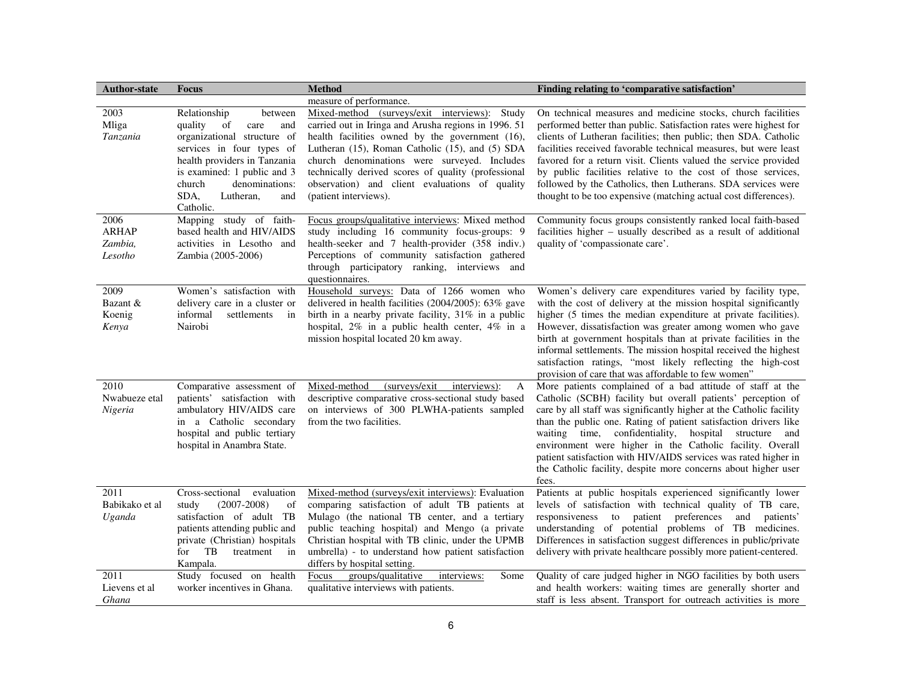| Author-state | Focus | Method | Finding relating to 'comparative satisfaction' |
|---|---|---|---|
| | | measure of performance. | |
| 2003 Mliga *Tanzania* | Relationship between quality of care and organizational structure of services in four types of health providers in Tanzania is examined: 1 public and 3 church denominations: SDA, Lutheran, and Catholic. | Mixed-method (surveys/exit interviews): Study carried out in Iringa and Arusha regions in 1996. 51 health facilities owned by the government (16), Lutheran (15), Roman Catholic (15), and (5) SDA church denominations were surveyed. Includes technically derived scores of quality (professional observation) and client evaluations of quality (patient interviews). | On technical measures and medicine stocks, church facilities performed better than public. Satisfaction rates were highest for clients of Lutheran facilities; then public; then SDA. Catholic facilities received favorable technical measures, but were least favored for a return visit. Clients valued the service provided by public facilities relative to the cost of those services, followed by the Catholics, then Lutherans. SDA services were thought to be too expensive (matching actual cost differences). |
| 2006 ARHAP *Zambia, Lesotho* | Mapping study of faith-based health and HIV/AIDS activities in Lesotho and Zambia (2005-2006) | Focus groups/qualitative interviews: Mixed method study including 16 community focus-groups: 9 health-seeker and 7 health-provider (358 indiv.) Perceptions of community satisfaction gathered through participatory ranking, interviews and questionnaires. | Community focus groups consistently ranked local faith-based facilities higher – usually described as a result of additional quality of 'compassionate care'. |
| 2009 Bazant & Koenig *Kenya* | Women's satisfaction with delivery care in a cluster or informal settlements in Nairobi | Household surveys: Data of 1266 women who delivered in health facilities (2004/2005): 63% gave birth in a nearby private facility, 31% in a public hospital, 2% in a public health center, 4% in a mission hospital located 20 km away. | Women's delivery care expenditures varied by facility type, with the cost of delivery at the mission hospital significantly higher (5 times the median expenditure at private facilities). However, dissatisfaction was greater among women who gave birth at government hospitals than at private facilities in the informal settlements. The mission hospital received the highest satisfaction ratings, "most likely reflecting the high-cost provision of care that was affordable to few women" |
| 2010 Nwabueze etal *Nigeria* | Comparative assessment of patients' satisfaction with ambulatory HIV/AIDS care in a Catholic secondary hospital and public tertiary hospital in Anambra State. | Mixed-method (surveys/exit interviews): A descriptive comparative cross-sectional study based on interviews of 300 PLWHA-patients sampled from the two facilities. | More patients complained of a bad attitude of staff at the Catholic (SCBH) facility but overall patients' perception of care by all staff was significantly higher at the Catholic facility than the public one. Rating of patient satisfaction drivers like waiting time, confidentiality, hospital structure and environment were higher in the Catholic facility. Overall patient satisfaction with HIV/AIDS services was rated higher in the Catholic facility, despite more concerns about higher user fees. |
| 2011 Babikako et al *Uganda* | Cross-sectional evaluation study (2007-2008) of satisfaction of adult TB patients attending public and private (Christian) hospitals for TB treatment in Kampala. | Mixed-method (surveys/exit interviews): Evaluation comparing satisfaction of adult TB patients at Mulago (the national TB center, and a tertiary public teaching hospital) and Mengo (a private Christian hospital with TB clinic, under the UPMB umbrella) - to understand how patient satisfaction differs by hospital setting. | Patients at public hospitals experienced significantly lower levels of satisfaction with technical quality of TB care, responsiveness to patient preferences and patients' understanding of potential problems of TB medicines. Differences in satisfaction suggest differences in public/private delivery with private healthcare possibly more patient-centered. |
| 2011 Lievens et al *Ghana* | Study focused on health worker incentives in Ghana. | Focus groups/qualitative interviews: Some qualitative interviews with patients. | Quality of care judged higher in NGO facilities by both users and health workers: waiting times are generally shorter and staff is less absent. Transport for outreach activities is more |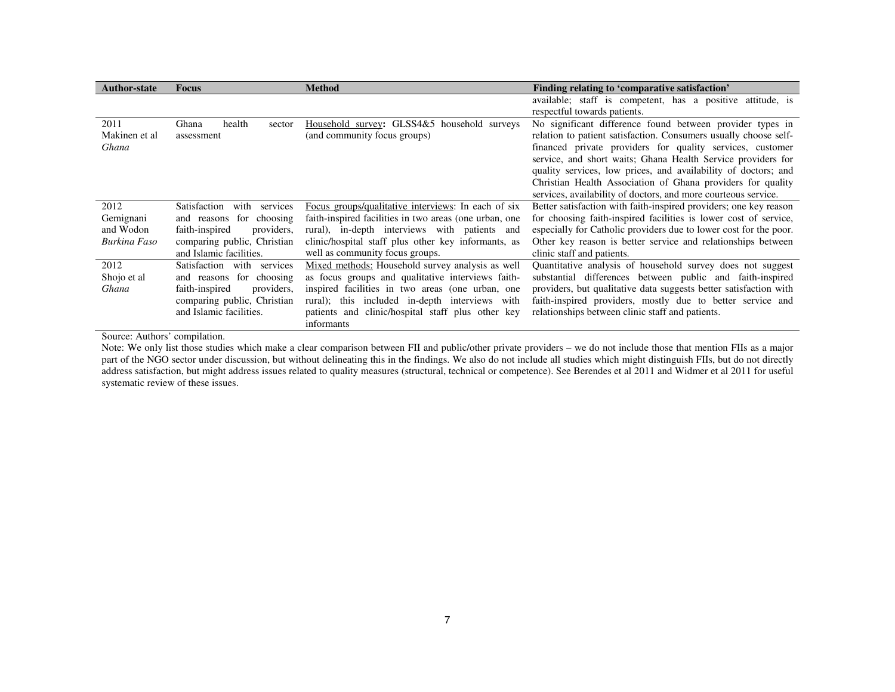| Author-state | Focus | Method | Finding relating to 'comparative satisfaction' |
|---|---|---|---|
| | | | available; staff is competent, has a positive attitude, is respectful towards patients. |
| 2011 Makinen et al *Ghana* | Ghana health sector assessment | Household survey: GLSS4&5 household surveys (and community focus groups) | No significant difference found between provider types in relation to patient satisfaction. Consumers usually choose self-financed private providers for quality services, customer service, and short waits; Ghana Health Service providers for quality services, low prices, and availability of doctors; and Christian Health Association of Ghana providers for quality services, availability of doctors, and more courteous service. |
| 2012 Gemignani and Wodon *Burkina Faso* | Satisfaction with services and reasons for choosing faith-inspired providers, comparing public, Christian and Islamic facilities. | Focus groups/qualitative interviews: In each of six faith-inspired facilities in two areas (one urban, one rural), in-depth interviews with patients and clinic/hospital staff plus other key informants, as well as community focus groups. | Better satisfaction with faith-inspired providers; one key reason for choosing faith-inspired facilities is lower cost of service, especially for Catholic providers due to lower cost for the poor. Other key reason is better service and relationships between clinic staff and patients. |
| 2012 Shojo et al *Ghana* | Satisfaction with services and reasons for choosing faith-inspired providers, comparing public, Christian and Islamic facilities. | Mixed methods: Household survey analysis as well as focus groups and qualitative interviews faith-inspired facilities in two areas (one urban, one rural); this included in-depth interviews with patients and clinic/hospital staff plus other key informants | Quantitative analysis of household survey does not suggest substantial differences between public and faith-inspired providers, but qualitative data suggests better satisfaction with faith-inspired providers, mostly due to better service and relationships between clinic staff and patients. |

Source: Authors' compilation.

Note: We only list those studies which make a clear comparison between FII and public/other private providers – we do not include those that mention FIIs as a major part of the NGO sector under discussion, but without delineating this in the findings. We also do not include all studies which might distinguish FIIs, but do not directly address satisfaction, but might address issues related to quality measures (structural, technical or competence). See Berendes et al 2011 and Widmer et al 2011 for useful systematic review of these issues.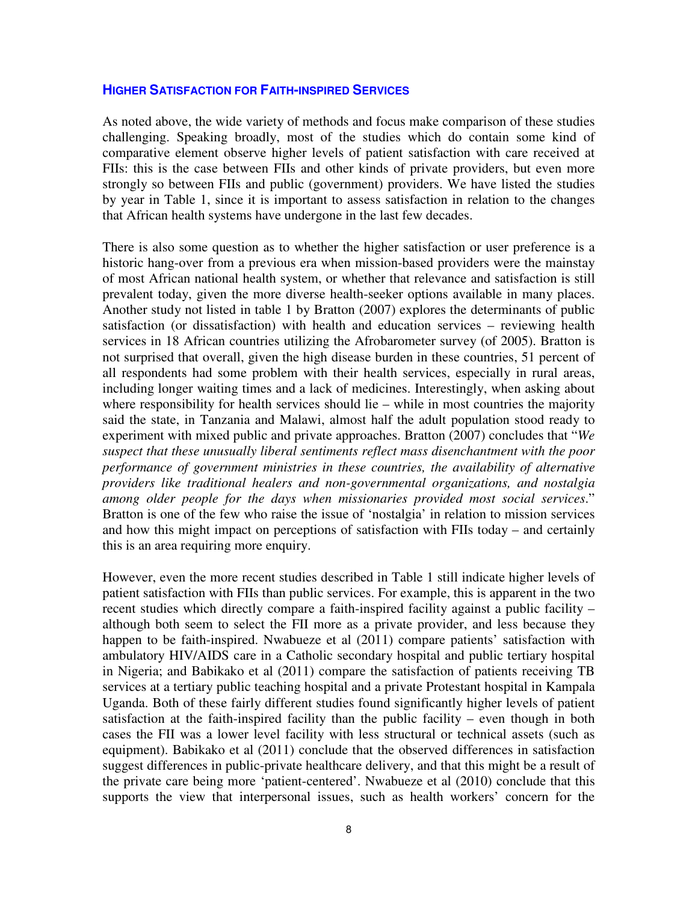### HIGHER SATISFACTION FOR FAITH-INSPIRED SERVICES

As noted above, the wide variety of methods and focus make comparison of these studies challenging. Speaking broadly, most of the studies which do contain some kind of comparative element observe higher levels of patient satisfaction with care received at FIIs: this is the case between FIIs and other kinds of private providers, but even more strongly so between FIIs and public (government) providers. We have listed the studies by year in Table 1, since it is important to assess satisfaction in relation to the changes that African health systems have undergone in the last few decades.

There is also some question as to whether the higher satisfaction or user preference is a historic hang-over from a previous era when mission-based providers were the mainstay of most African national health system, or whether that relevance and satisfaction is still prevalent today, given the more diverse health-seeker options available in many places. Another study not listed in table 1 by Bratton (2007) explores the determinants of public satisfaction (or dissatisfaction) with health and education services – reviewing health services in 18 African countries utilizing the Afrobarometer survey (of 2005). Bratton is not surprised that overall, given the high disease burden in these countries, 51 percent of all respondents had some problem with their health services, especially in rural areas, including longer waiting times and a lack of medicines. Interestingly, when asking about where responsibility for health services should lie – while in most countries the majority said the state, in Tanzania and Malawi, almost half the adult population stood ready to experiment with mixed public and private approaches. Bratton (2007) concludes that "*We suspect that these unusually liberal sentiments reflect mass disenchantment with the poor performance of government ministries in these countries, the availability of alternative providers like traditional healers and non-governmental organizations, and nostalgia among older people for the days when missionaries provided most social services*." Bratton is one of the few who raise the issue of 'nostalgia' in relation to mission services and how this might impact on perceptions of satisfaction with FIIs today – and certainly this is an area requiring more enquiry.

However, even the more recent studies described in Table 1 still indicate higher levels of patient satisfaction with FIIs than public services. For example, this is apparent in the two recent studies which directly compare a faith-inspired facility against a public facility – although both seem to select the FII more as a private provider, and less because they happen to be faith-inspired. Nwabueze et al (2011) compare patients' satisfaction with ambulatory HIV/AIDS care in a Catholic secondary hospital and public tertiary hospital in Nigeria; and Babikako et al (2011) compare the satisfaction of patients receiving TB services at a tertiary public teaching hospital and a private Protestant hospital in Kampala Uganda. Both of these fairly different studies found significantly higher levels of patient satisfaction at the faith-inspired facility than the public facility – even though in both cases the FII was a lower level facility with less structural or technical assets (such as equipment). Babikako et al (2011) conclude that the observed differences in satisfaction suggest differences in public-private healthcare delivery, and that this might be a result of the private care being more 'patient-centered'. Nwabueze et al (2010) conclude that this supports the view that interpersonal issues, such as health workers' concern for the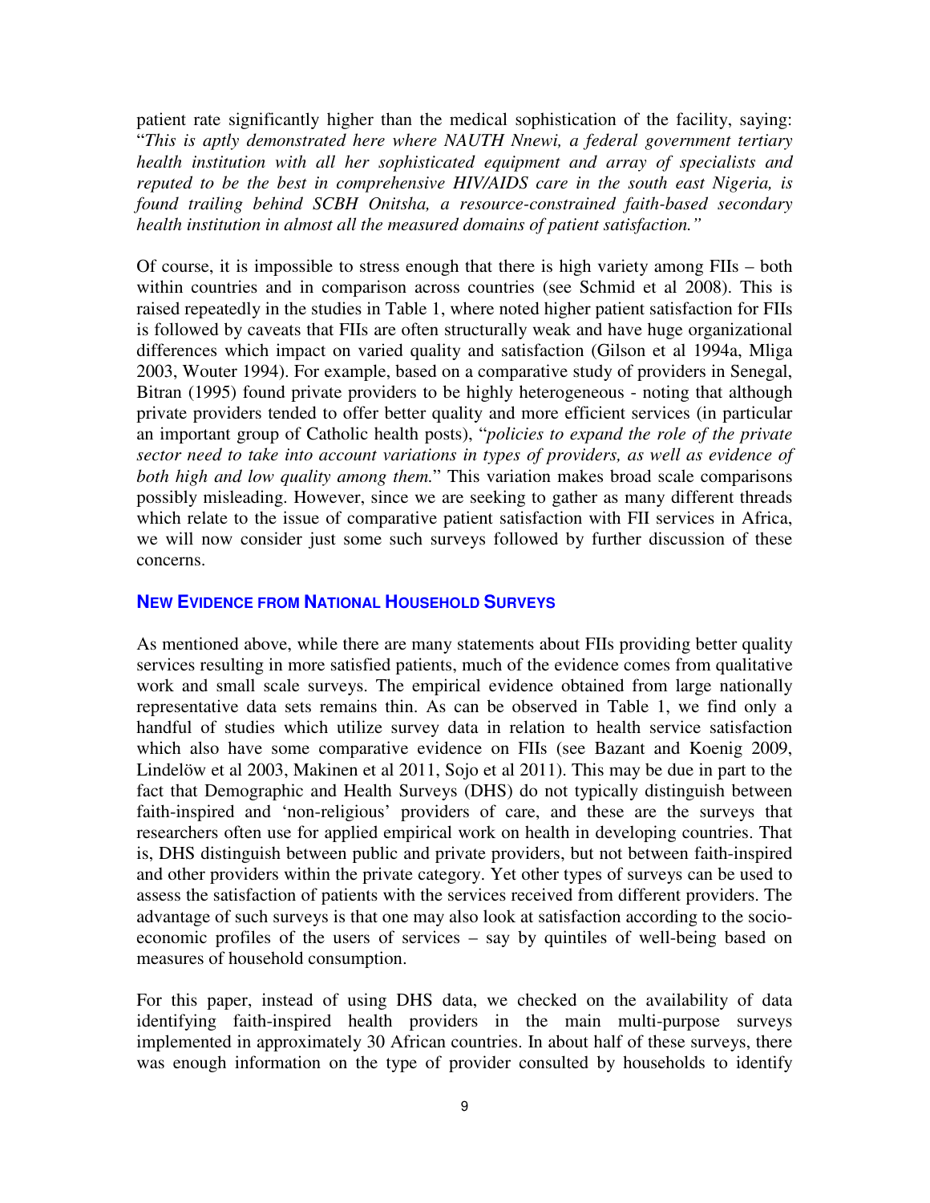patient rate significantly higher than the medical sophistication of the facility, saying: "*This is aptly demonstrated here where NAUTH Nnewi, a federal government tertiary health institution with all her sophisticated equipment and array of specialists and reputed to be the best in comprehensive HIV/AIDS care in the south east Nigeria, is found trailing behind SCBH Onitsha, a resource-constrained faith-based secondary health institution in almost all the measured domains of patient satisfaction.*"

Of course, it is impossible to stress enough that there is high variety among FIIs – both within countries and in comparison across countries (see Schmid et al 2008). This is raised repeatedly in the studies in Table 1, where noted higher patient satisfaction for FIIs is followed by caveats that FIIs are often structurally weak and have huge organizational differences which impact on varied quality and satisfaction (Gilson et al 1994a, Mliga 2003, Wouter 1994). For example, based on a comparative study of providers in Senegal, Bitran (1995) found private providers to be highly heterogeneous - noting that although private providers tended to offer better quality and more efficient services (in particular an important group of Catholic health posts), "*policies to expand the role of the private sector need to take into account variations in types of providers, as well as evidence of both high and low quality among them.*" This variation makes broad scale comparisons possibly misleading. However, since we are seeking to gather as many different threads which relate to the issue of comparative patient satisfaction with FII services in Africa, we will now consider just some such surveys followed by further discussion of these concerns.

## NEW EVIDENCE FROM NATIONAL HOUSEHOLD SURVEYS

As mentioned above, while there are many statements about FIIs providing better quality services resulting in more satisfied patients, much of the evidence comes from qualitative work and small scale surveys. The empirical evidence obtained from large nationally representative data sets remains thin. As can be observed in Table 1, we find only a handful of studies which utilize survey data in relation to health service satisfaction which also have some comparative evidence on FIIs (see Bazant and Koenig 2009, Lindelöw et al 2003, Makinen et al 2011, Sojo et al 2011). This may be due in part to the fact that Demographic and Health Surveys (DHS) do not typically distinguish between faith-inspired and 'non-religious' providers of care, and these are the surveys that researchers often use for applied empirical work on health in developing countries. That is, DHS distinguish between public and private providers, but not between faith-inspired and other providers within the private category. Yet other types of surveys can be used to assess the satisfaction of patients with the services received from different providers. The advantage of such surveys is that one may also look at satisfaction according to the socio-economic profiles of the users of services – say by quintiles of well-being based on measures of household consumption.

For this paper, instead of using DHS data, we checked on the availability of data identifying faith-inspired health providers in the main multi-purpose surveys implemented in approximately 30 African countries. In about half of these surveys, there was enough information on the type of provider consulted by households to identify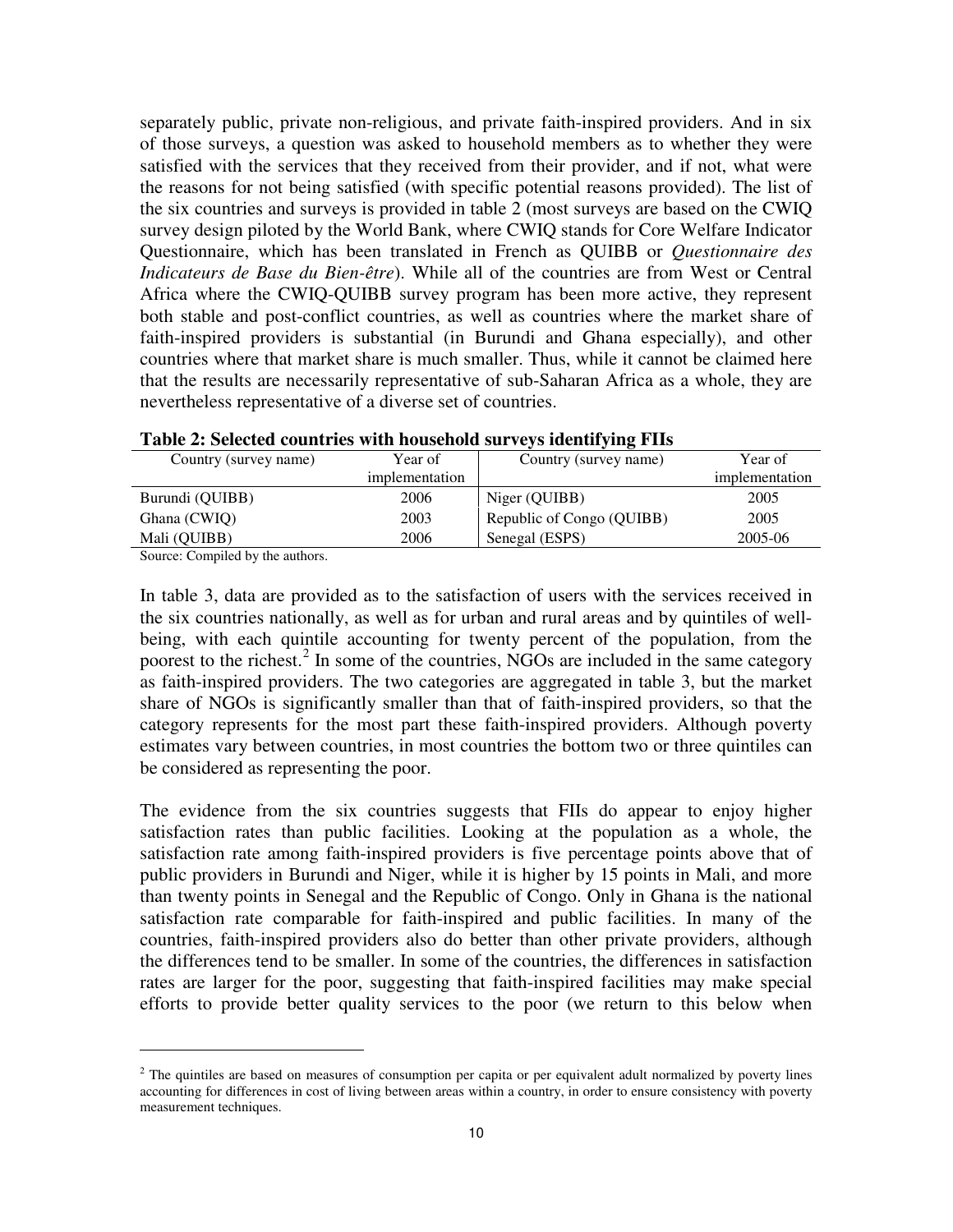separately public, private non-religious, and private faith-inspired providers. And in six of those surveys, a question was asked to household members as to whether they were satisfied with the services that they received from their provider, and if not, what were the reasons for not being satisfied (with specific potential reasons provided). The list of the six countries and surveys is provided in table 2 (most surveys are based on the CWIQ survey design piloted by the World Bank, where CWIQ stands for Core Welfare Indicator Questionnaire, which has been translated in French as QUIBB or *Questionnaire des Indicateurs de Base du Bien-être*). While all of the countries are from West or Central Africa where the CWIQ-QUIBB survey program has been more active, they represent both stable and post-conflict countries, as well as countries where the market share of faith-inspired providers is substantial (in Burundi and Ghana especially), and other countries where that market share is much smaller. Thus, while it cannot be claimed here that the results are necessarily representative of sub-Saharan Africa as a whole, they are nevertheless representative of a diverse set of countries.

**Table 2: Selected countries with household surveys identifying FIIs**

| Country (survey name) | Year of implementation | Country (survey name) | Year of implementation |
|---|---|---|---|
| Burundi (QUIBB) | 2006 | Niger (QUIBB) | 2005 |
| Ghana (CWIQ) | 2003 | Republic of Congo (QUIBB) | 2005 |
| Mali (QUIBB) | 2006 | Senegal (ESPS) | 2005-06 |

Source: Compiled by the authors.

In table 3, data are provided as to the satisfaction of users with the services received in the six countries nationally, as well as for urban and rural areas and by quintiles of well-being, with each quintile accounting for twenty percent of the population, from the poorest to the richest.[2] In some of the countries, NGOs are included in the same category as faith-inspired providers. The two categories are aggregated in table 3, but the market share of NGOs is significantly smaller than that of faith-inspired providers, so that the category represents for the most part these faith-inspired providers. Although poverty estimates vary between countries, in most countries the bottom two or three quintiles can be considered as representing the poor.

The evidence from the six countries suggests that FIIs do appear to enjoy higher satisfaction rates than public facilities. Looking at the population as a whole, the satisfaction rate among faith-inspired providers is five percentage points above that of public providers in Burundi and Niger, while it is higher by 15 points in Mali, and more than twenty points in Senegal and the Republic of Congo. Only in Ghana is the national satisfaction rate comparable for faith-inspired and public facilities. In many of the countries, faith-inspired providers also do better than other private providers, although the differences tend to be smaller. In some of the countries, the differences in satisfaction rates are larger for the poor, suggesting that faith-inspired facilities may make special efforts to provide better quality services to the poor (we return to this below when

[2] The quintiles are based on measures of consumption per capita or per equivalent adult normalized by poverty lines accounting for differences in cost of living between areas within a country, in order to ensure consistency with poverty measurement techniques.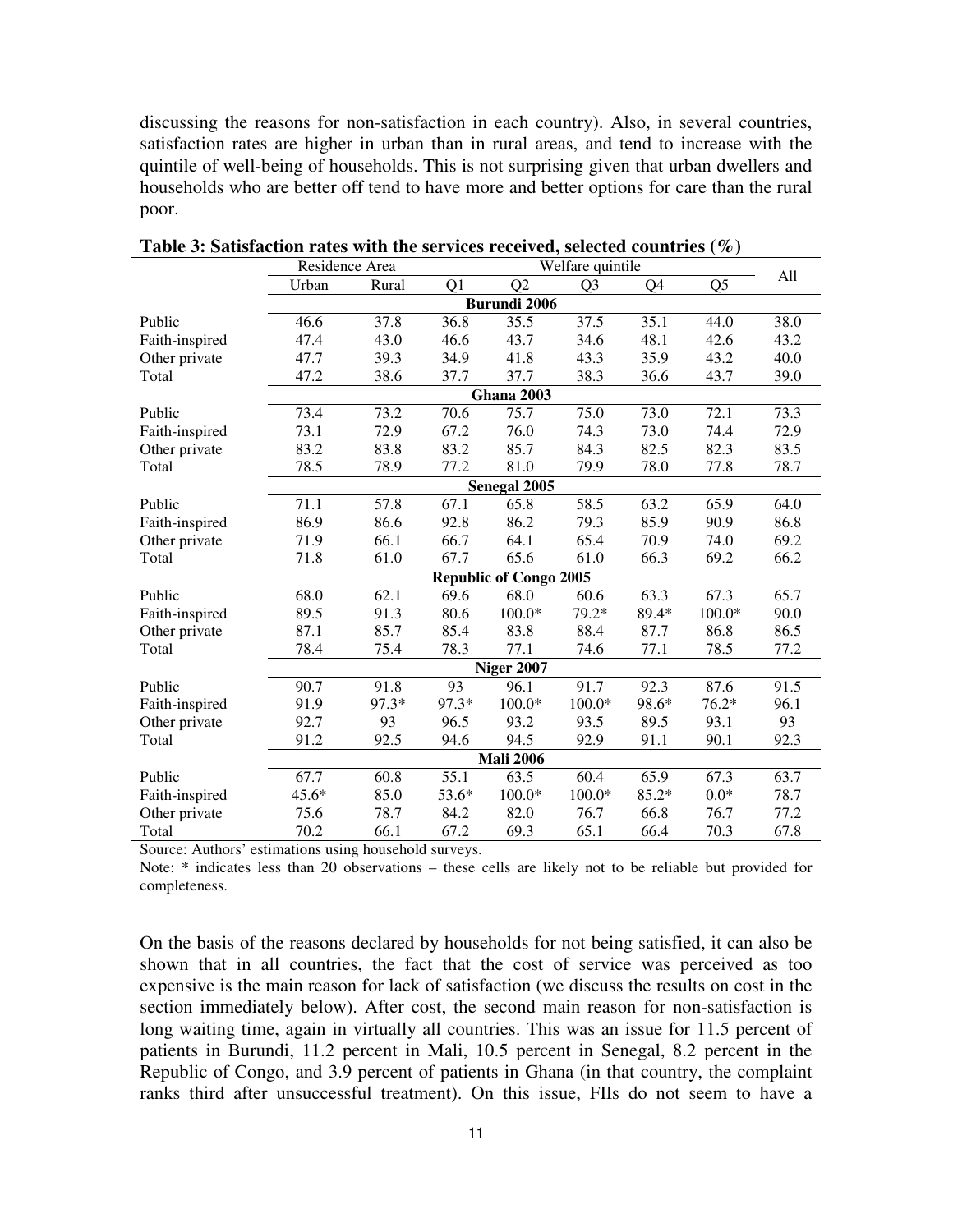discussing the reasons for non-satisfaction in each country). Also, in several countries, satisfaction rates are higher in urban than in rural areas, and tend to increase with the quintile of well-being of households. This is not surprising given that urban dwellers and households who are better off tend to have more and better options for care than the rural poor.

**Table 3: Satisfaction rates with the services received, selected countries (%)**

| | Residence Area | | Welfare quintile | | | | | All |
|---|---|---|---|---|---|---|---|---|
| | Urban | Rural | Q1 | Q2 | Q3 | Q4 | Q5 | |
| | **Burundi 2006** | | | | | | | |
| Public | 46.6 | 37.8 | 36.8 | 35.5 | 37.5 | 35.1 | 44.0 | 38.0 |
| Faith-inspired | 47.4 | 43.0 | 46.6 | 43.7 | 34.6 | 48.1 | 42.6 | 43.2 |
| Other private | 47.7 | 39.3 | 34.9 | 41.8 | 43.3 | 35.9 | 43.2 | 40.0 |
| Total | 47.2 | 38.6 | 37.7 | 37.7 | 38.3 | 36.6 | 43.7 | 39.0 |
| | **Ghana 2003** | | | | | | | |
| Public | 73.4 | 73.2 | 70.6 | 75.7 | 75.0 | 73.0 | 72.1 | 73.3 |
| Faith-inspired | 73.1 | 72.9 | 67.2 | 76.0 | 74.3 | 73.0 | 74.4 | 72.9 |
| Other private | 83.2 | 83.8 | 83.2 | 85.7 | 84.3 | 82.5 | 82.3 | 83.5 |
| Total | 78.5 | 78.9 | 77.2 | 81.0 | 79.9 | 78.0 | 77.8 | 78.7 |
| | **Senegal 2005** | | | | | | | |
| Public | 71.1 | 57.8 | 67.1 | 65.8 | 58.5 | 63.2 | 65.9 | 64.0 |
| Faith-inspired | 86.9 | 86.6 | 92.8 | 86.2 | 79.3 | 85.9 | 90.9 | 86.8 |
| Other private | 71.9 | 66.1 | 66.7 | 64.1 | 65.4 | 70.9 | 74.0 | 69.2 |
| Total | 71.8 | 61.0 | 67.7 | 65.6 | 61.0 | 66.3 | 69.2 | 66.2 |
| | **Republic of Congo 2005** | | | | | | | |
| Public | 68.0 | 62.1 | 69.6 | 68.0 | 60.6 | 63.3 | 67.3 | 65.7 |
| Faith-inspired | 89.5 | 91.3 | 80.6 | 100.0* | 79.2* | 89.4* | 100.0* | 90.0 |
| Other private | 87.1 | 85.7 | 85.4 | 83.8 | 88.4 | 87.7 | 86.8 | 86.5 |
| Total | 78.4 | 75.4 | 78.3 | 77.1 | 74.6 | 77.1 | 78.5 | 77.2 |
| | **Niger 2007** | | | | | | | |
| Public | 90.7 | 91.8 | 93 | 96.1 | 91.7 | 92.3 | 87.6 | 91.5 |
| Faith-inspired | 91.9 | 97.3* | 97.3* | 100.0* | 100.0* | 98.6* | 76.2* | 96.1 |
| Other private | 92.7 | 93 | 96.5 | 93.2 | 93.5 | 89.5 | 93.1 | 93 |
| Total | 91.2 | 92.5 | 94.6 | 94.5 | 92.9 | 91.1 | 90.1 | 92.3 |
| | **Mali 2006** | | | | | | | |
| Public | 67.7 | 60.8 | 55.1 | 63.5 | 60.4 | 65.9 | 67.3 | 63.7 |
| Faith-inspired | 45.6* | 85.0 | 53.6* | 100.0* | 100.0* | 85.2* | 0.0* | 78.7 |
| Other private | 75.6 | 78.7 | 84.2 | 82.0 | 76.7 | 66.8 | 76.7 | 77.2 |
| Total | 70.2 | 66.1 | 67.2 | 69.3 | 65.1 | 66.4 | 70.3 | 67.8 |

Source: Authors' estimations using household surveys.

Note: * indicates less than 20 observations – these cells are likely not to be reliable but provided for completeness.

On the basis of the reasons declared by households for not being satisfied, it can also be shown that in all countries, the fact that the cost of service was perceived as too expensive is the main reason for lack of satisfaction (we discuss the results on cost in the section immediately below). After cost, the second main reason for non-satisfaction is long waiting time, again in virtually all countries. This was an issue for 11.5 percent of patients in Burundi, 11.2 percent in Mali, 10.5 percent in Senegal, 8.2 percent in the Republic of Congo, and 3.9 percent of patients in Ghana (in that country, the complaint ranks third after unsuccessful treatment). On this issue, FIIs do not seem to have a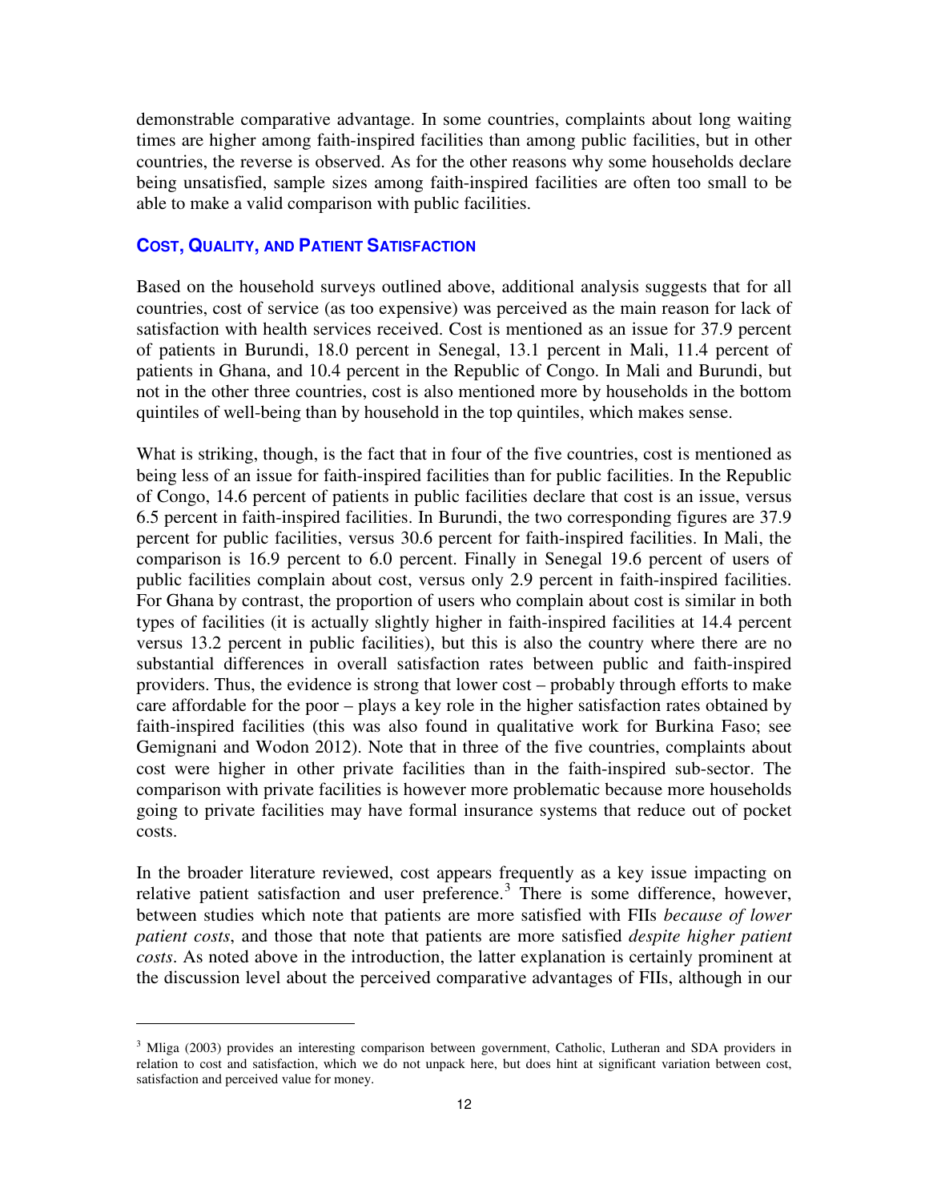demonstrable comparative advantage. In some countries, complaints about long waiting times are higher among faith-inspired facilities than among public facilities, but in other countries, the reverse is observed. As for the other reasons why some households declare being unsatisfied, sample sizes among faith-inspired facilities are often too small to be able to make a valid comparison with public facilities.

## COST, QUALITY, AND PATIENT SATISFACTION

Based on the household surveys outlined above, additional analysis suggests that for all countries, cost of service (as too expensive) was perceived as the main reason for lack of satisfaction with health services received. Cost is mentioned as an issue for 37.9 percent of patients in Burundi, 18.0 percent in Senegal, 13.1 percent in Mali, 11.4 percent of patients in Ghana, and 10.4 percent in the Republic of Congo. In Mali and Burundi, but not in the other three countries, cost is also mentioned more by households in the bottom quintiles of well-being than by household in the top quintiles, which makes sense.

What is striking, though, is the fact that in four of the five countries, cost is mentioned as being less of an issue for faith-inspired facilities than for public facilities. In the Republic of Congo, 14.6 percent of patients in public facilities declare that cost is an issue, versus 6.5 percent in faith-inspired facilities. In Burundi, the two corresponding figures are 37.9 percent for public facilities, versus 30.6 percent for faith-inspired facilities. In Mali, the comparison is 16.9 percent to 6.0 percent. Finally in Senegal 19.6 percent of users of public facilities complain about cost, versus only 2.9 percent in faith-inspired facilities. For Ghana by contrast, the proportion of users who complain about cost is similar in both types of facilities (it is actually slightly higher in faith-inspired facilities at 14.4 percent versus 13.2 percent in public facilities), but this is also the country where there are no substantial differences in overall satisfaction rates between public and faith-inspired providers. Thus, the evidence is strong that lower cost – probably through efforts to make care affordable for the poor – plays a key role in the higher satisfaction rates obtained by faith-inspired facilities (this was also found in qualitative work for Burkina Faso; see Gemignani and Wodon 2012). Note that in three of the five countries, complaints about cost were higher in other private facilities than in the faith-inspired sub-sector. The comparison with private facilities is however more problematic because more households going to private facilities may have formal insurance systems that reduce out of pocket costs.

In the broader literature reviewed, cost appears frequently as a key issue impacting on relative patient satisfaction and user preference.[3] There is some difference, however, between studies which note that patients are more satisfied with FIIs *because of lower patient costs*, and those that note that patients are more satisfied *despite higher patient costs*. As noted above in the introduction, the latter explanation is certainly prominent at the discussion level about the perceived comparative advantages of FIIs, although in our

---

[3] Mliga (2003) provides an interesting comparison between government, Catholic, Lutheran and SDA providers in relation to cost and satisfaction, which we do not unpack here, but does hint at significant variation between cost, satisfaction and perceived value for money.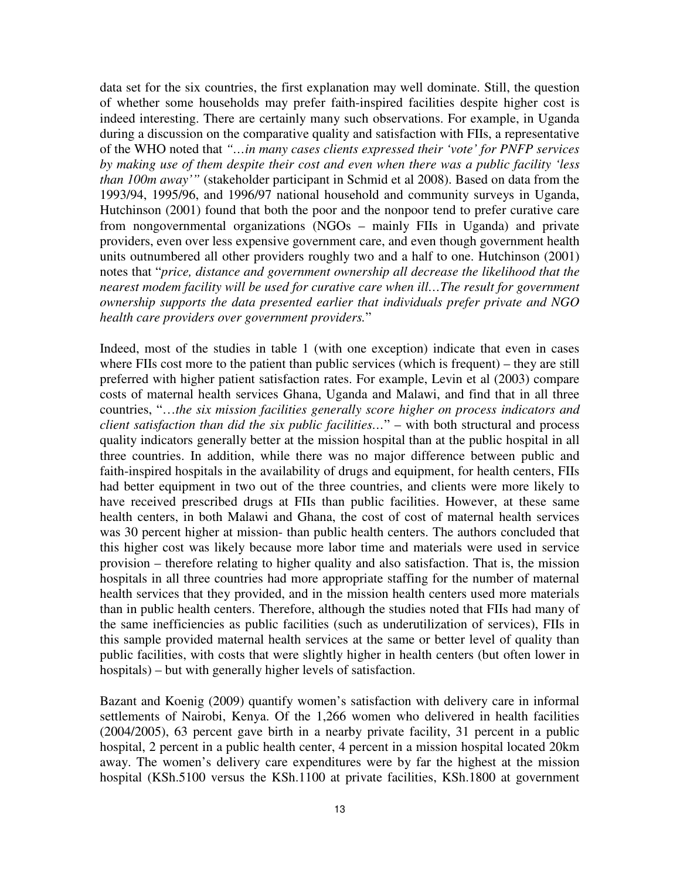data set for the six countries, the first explanation may well dominate. Still, the question of whether some households may prefer faith-inspired facilities despite higher cost is indeed interesting. There are certainly many such observations. For example, in Uganda during a discussion on the comparative quality and satisfaction with FIIs, a representative of the WHO noted that *"…in many cases clients expressed their 'vote' for PNFP services by making use of them despite their cost and even when there was a public facility 'less than 100m away'"* (stakeholder participant in Schmid et al 2008). Based on data from the 1993/94, 1995/96, and 1996/97 national household and community surveys in Uganda, Hutchinson (2001) found that both the poor and the nonpoor tend to prefer curative care from nongovernmental organizations (NGOs – mainly FIIs in Uganda) and private providers, even over less expensive government care, and even though government health units outnumbered all other providers roughly two and a half to one. Hutchinson (2001) notes that "*price, distance and government ownership all decrease the likelihood that the nearest modem facility will be used for curative care when ill…The result for government ownership supports the data presented earlier that individuals prefer private and NGO health care providers over government providers.*"

Indeed, most of the studies in table 1 (with one exception) indicate that even in cases where FIIs cost more to the patient than public services (which is frequent) – they are still preferred with higher patient satisfaction rates. For example, Levin et al (2003) compare costs of maternal health services Ghana, Uganda and Malawi, and find that in all three countries, "…*the six mission facilities generally score higher on process indicators and client satisfaction than did the six public facilities…*" – with both structural and process quality indicators generally better at the mission hospital than at the public hospital in all three countries. In addition, while there was no major difference between public and faith-inspired hospitals in the availability of drugs and equipment, for health centers, FIIs had better equipment in two out of the three countries, and clients were more likely to have received prescribed drugs at FIIs than public facilities. However, at these same health centers, in both Malawi and Ghana, the cost of cost of maternal health services was 30 percent higher at mission- than public health centers. The authors concluded that this higher cost was likely because more labor time and materials were used in service provision – therefore relating to higher quality and also satisfaction. That is, the mission hospitals in all three countries had more appropriate staffing for the number of maternal health services that they provided, and in the mission health centers used more materials than in public health centers. Therefore, although the studies noted that FIIs had many of the same inefficiencies as public facilities (such as underutilization of services), FIIs in this sample provided maternal health services at the same or better level of quality than public facilities, with costs that were slightly higher in health centers (but often lower in hospitals) – but with generally higher levels of satisfaction.

Bazant and Koenig (2009) quantify women's satisfaction with delivery care in informal settlements of Nairobi, Kenya. Of the 1,266 women who delivered in health facilities (2004/2005), 63 percent gave birth in a nearby private facility, 31 percent in a public hospital, 2 percent in a public health center, 4 percent in a mission hospital located 20km away. The women's delivery care expenditures were by far the highest at the mission hospital (KSh.5100 versus the KSh.1100 at private facilities, KSh.1800 at government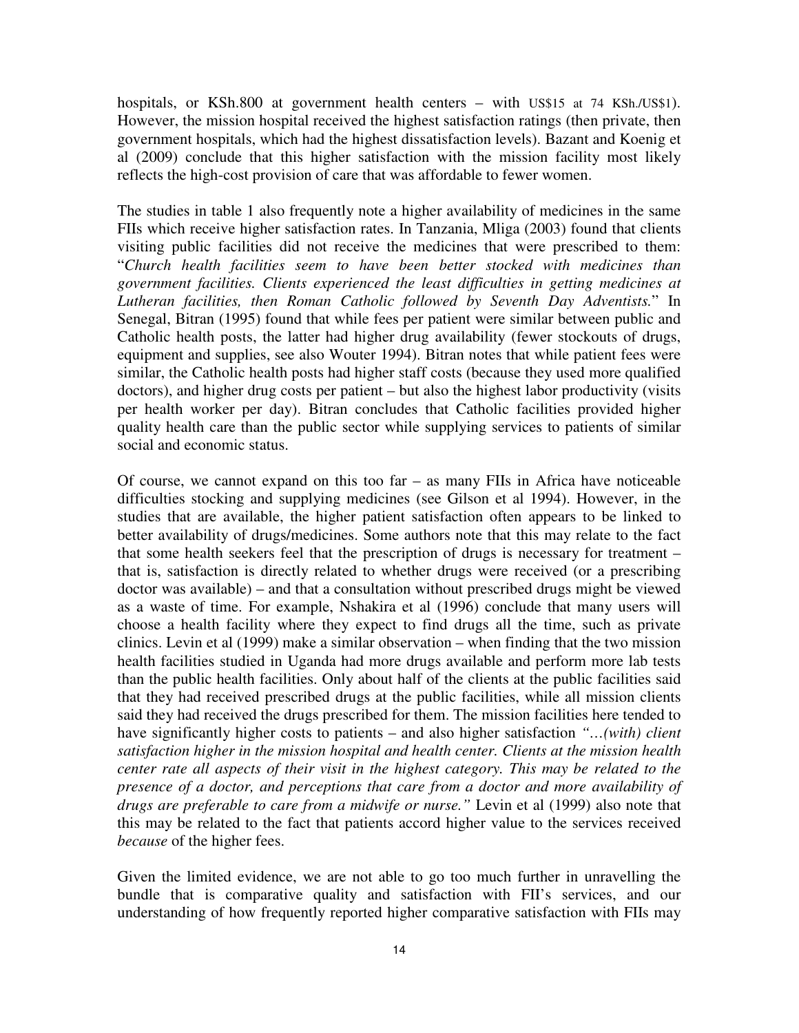hospitals, or KSh.800 at government health centers – with US$15 at 74 KSh./US$1). However, the mission hospital received the highest satisfaction ratings (then private, then government hospitals, which had the highest dissatisfaction levels). Bazant and Koenig et al (2009) conclude that this higher satisfaction with the mission facility most likely reflects the high-cost provision of care that was affordable to fewer women.

The studies in table 1 also frequently note a higher availability of medicines in the same FIIs which receive higher satisfaction rates. In Tanzania, Mliga (2003) found that clients visiting public facilities did not receive the medicines that were prescribed to them: "*Church health facilities seem to have been better stocked with medicines than government facilities. Clients experienced the least difficulties in getting medicines at Lutheran facilities, then Roman Catholic followed by Seventh Day Adventists.*" In Senegal, Bitran (1995) found that while fees per patient were similar between public and Catholic health posts, the latter had higher drug availability (fewer stockouts of drugs, equipment and supplies, see also Wouter 1994). Bitran notes that while patient fees were similar, the Catholic health posts had higher staff costs (because they used more qualified doctors), and higher drug costs per patient – but also the highest labor productivity (visits per health worker per day). Bitran concludes that Catholic facilities provided higher quality health care than the public sector while supplying services to patients of similar social and economic status.

Of course, we cannot expand on this too far – as many FIIs in Africa have noticeable difficulties stocking and supplying medicines (see Gilson et al 1994). However, in the studies that are available, the higher patient satisfaction often appears to be linked to better availability of drugs/medicines. Some authors note that this may relate to the fact that some health seekers feel that the prescription of drugs is necessary for treatment – that is, satisfaction is directly related to whether drugs were received (or a prescribing doctor was available) – and that a consultation without prescribed drugs might be viewed as a waste of time. For example, Nshakira et al (1996) conclude that many users will choose a health facility where they expect to find drugs all the time, such as private clinics. Levin et al (1999) make a similar observation – when finding that the two mission health facilities studied in Uganda had more drugs available and perform more lab tests than the public health facilities. Only about half of the clients at the public facilities said that they had received prescribed drugs at the public facilities, while all mission clients said they had received the drugs prescribed for them. The mission facilities here tended to have significantly higher costs to patients – and also higher satisfaction *"…(with) client satisfaction higher in the mission hospital and health center. Clients at the mission health center rate all aspects of their visit in the highest category. This may be related to the presence of a doctor, and perceptions that care from a doctor and more availability of drugs are preferable to care from a midwife or nurse."* Levin et al (1999) also note that this may be related to the fact that patients accord higher value to the services received *because* of the higher fees.

Given the limited evidence, we are not able to go too much further in unravelling the bundle that is comparative quality and satisfaction with FII's services, and our understanding of how frequently reported higher comparative satisfaction with FIIs may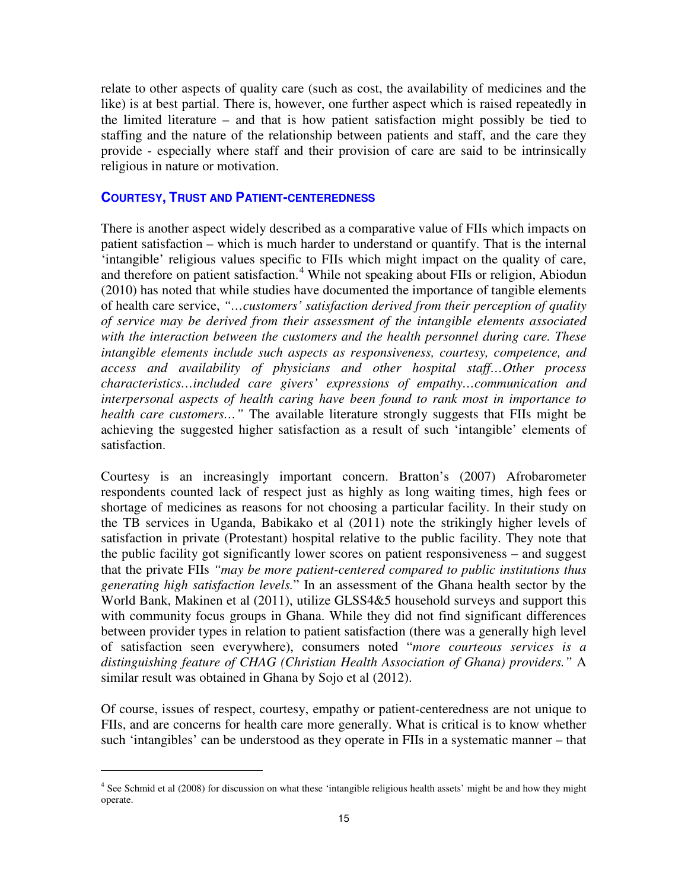relate to other aspects of quality care (such as cost, the availability of medicines and the like) is at best partial. There is, however, one further aspect which is raised repeatedly in the limited literature – and that is how patient satisfaction might possibly be tied to staffing and the nature of the relationship between patients and staff, and the care they provide - especially where staff and their provision of care are said to be intrinsically religious in nature or motivation.

### COURTESY, TRUST AND PATIENT-CENTEREDNESS

There is another aspect widely described as a comparative value of FIIs which impacts on patient satisfaction – which is much harder to understand or quantify. That is the internal 'intangible' religious values specific to FIIs which might impact on the quality of care, and therefore on patient satisfaction.[4] While not speaking about FIIs or religion, Abiodun (2010) has noted that while studies have documented the importance of tangible elements of health care service, *"…customers' satisfaction derived from their perception of quality of service may be derived from their assessment of the intangible elements associated with the interaction between the customers and the health personnel during care. These intangible elements include such aspects as responsiveness, courtesy, competence, and access and availability of physicians and other hospital staff…Other process characteristics…included care givers' expressions of empathy…communication and interpersonal aspects of health caring have been found to rank most in importance to health care customers…"* The available literature strongly suggests that FIIs might be achieving the suggested higher satisfaction as a result of such 'intangible' elements of satisfaction.

Courtesy is an increasingly important concern. Bratton's (2007) Afrobarometer respondents counted lack of respect just as highly as long waiting times, high fees or shortage of medicines as reasons for not choosing a particular facility. In their study on the TB services in Uganda, Babikako et al (2011) note the strikingly higher levels of satisfaction in private (Protestant) hospital relative to the public facility. They note that the public facility got significantly lower scores on patient responsiveness – and suggest that the private FIIs *"may be more patient-centered compared to public institutions thus generating high satisfaction levels.*" In an assessment of the Ghana health sector by the World Bank, Makinen et al (2011), utilize GLSS4&5 household surveys and support this with community focus groups in Ghana. While they did not find significant differences between provider types in relation to patient satisfaction (there was a generally high level of satisfaction seen everywhere), consumers noted "*more courteous services is a distinguishing feature of CHAG (Christian Health Association of Ghana) providers."* A similar result was obtained in Ghana by Sojo et al (2012).

Of course, issues of respect, courtesy, empathy or patient-centeredness are not unique to FIIs, and are concerns for health care more generally. What is critical is to know whether such 'intangibles' can be understood as they operate in FIIs in a systematic manner – that

---

[4] See Schmid et al (2008) for discussion on what these 'intangible religious health assets' might be and how they might operate.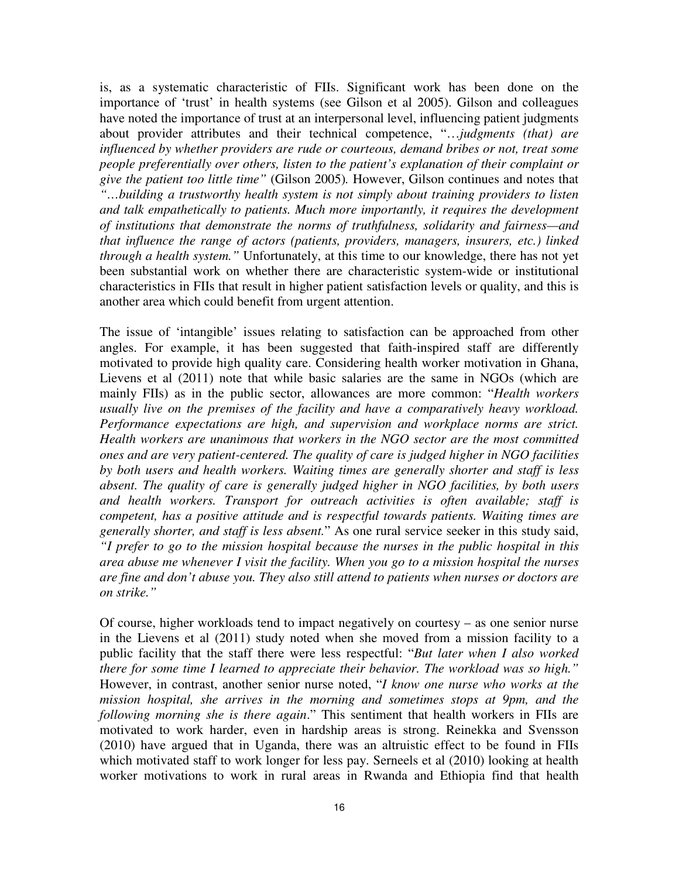is, as a systematic characteristic of FIIs. Significant work has been done on the importance of 'trust' in health systems (see Gilson et al 2005). Gilson and colleagues have noted the importance of trust at an interpersonal level, influencing patient judgments about provider attributes and their technical competence, "*…judgments (that) are influenced by whether providers are rude or courteous, demand bribes or not, treat some people preferentially over others, listen to the patient's explanation of their complaint or give the patient too little time"* (Gilson 2005)*.* However, Gilson continues and notes that *"…building a trustworthy health system is not simply about training providers to listen and talk empathetically to patients. Much more importantly, it requires the development of institutions that demonstrate the norms of truthfulness, solidarity and fairness—and that influence the range of actors (patients, providers, managers, insurers, etc.) linked through a health system."* Unfortunately, at this time to our knowledge, there has not yet been substantial work on whether there are characteristic system-wide or institutional characteristics in FIIs that result in higher patient satisfaction levels or quality, and this is another area which could benefit from urgent attention.

The issue of 'intangible' issues relating to satisfaction can be approached from other angles. For example, it has been suggested that faith-inspired staff are differently motivated to provide high quality care. Considering health worker motivation in Ghana, Lievens et al (2011) note that while basic salaries are the same in NGOs (which are mainly FIIs) as in the public sector, allowances are more common: "*Health workers usually live on the premises of the facility and have a comparatively heavy workload. Performance expectations are high, and supervision and workplace norms are strict. Health workers are unanimous that workers in the NGO sector are the most committed ones and are very patient-centered. The quality of care is judged higher in NGO facilities by both users and health workers. Waiting times are generally shorter and staff is less absent. The quality of care is generally judged higher in NGO facilities, by both users and health workers. Transport for outreach activities is often available; staff is competent, has a positive attitude and is respectful towards patients. Waiting times are generally shorter, and staff is less absent.*" As one rural service seeker in this study said, *"I prefer to go to the mission hospital because the nurses in the public hospital in this area abuse me whenever I visit the facility. When you go to a mission hospital the nurses are fine and don't abuse you. They also still attend to patients when nurses or doctors are on strike."*

Of course, higher workloads tend to impact negatively on courtesy – as one senior nurse in the Lievens et al (2011) study noted when she moved from a mission facility to a public facility that the staff there were less respectful: "*But later when I also worked there for some time I learned to appreciate their behavior. The workload was so high."* However, in contrast, another senior nurse noted, "*I know one nurse who works at the mission hospital, she arrives in the morning and sometimes stops at 9pm, and the following morning she is there again*." This sentiment that health workers in FIIs are motivated to work harder, even in hardship areas is strong. Reinekka and Svensson (2010) have argued that in Uganda, there was an altruistic effect to be found in FIIs which motivated staff to work longer for less pay. Serneels et al (2010) looking at health worker motivations to work in rural areas in Rwanda and Ethiopia find that health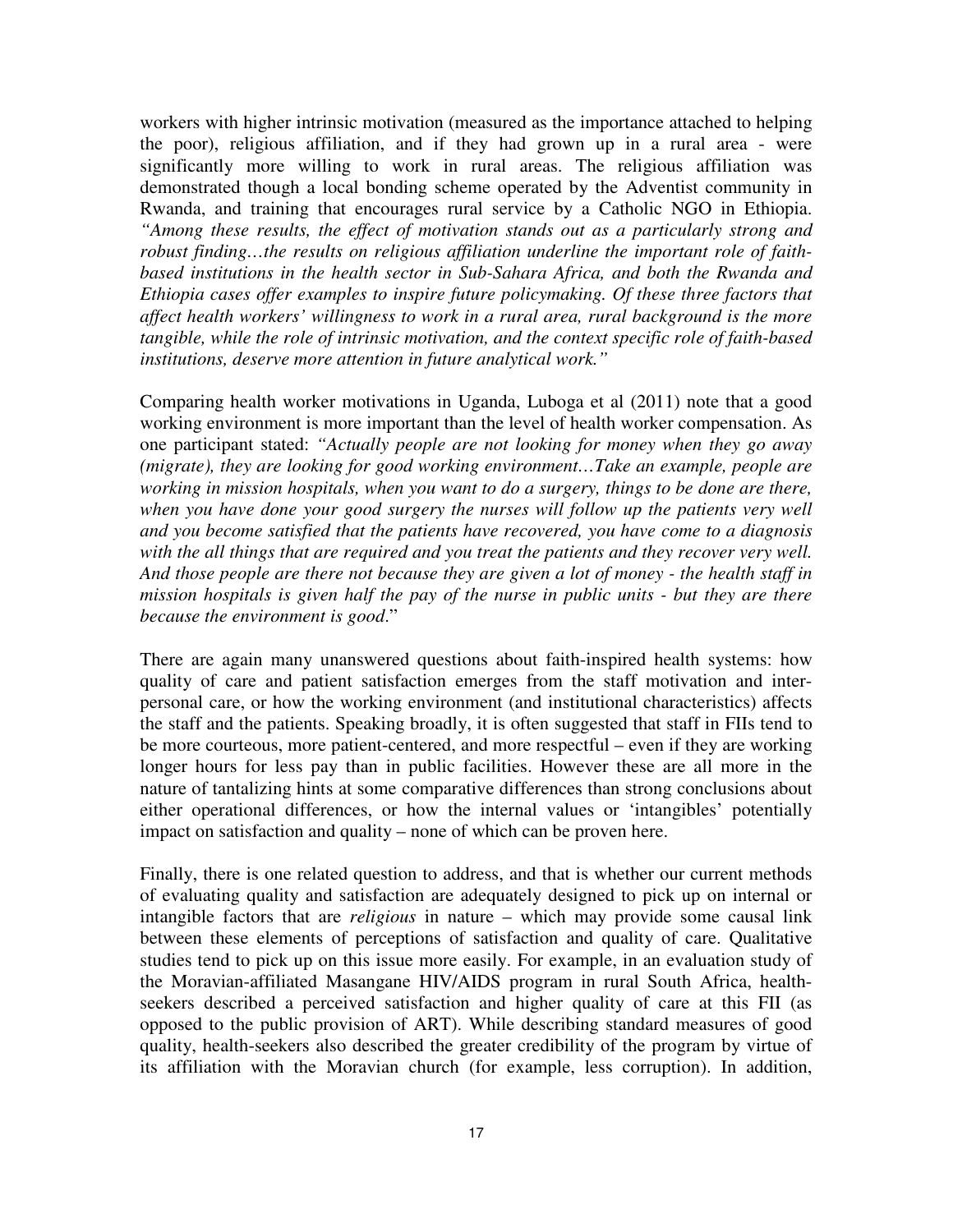workers with higher intrinsic motivation (measured as the importance attached to helping the poor), religious affiliation, and if they had grown up in a rural area - were significantly more willing to work in rural areas. The religious affiliation was demonstrated though a local bonding scheme operated by the Adventist community in Rwanda, and training that encourages rural service by a Catholic NGO in Ethiopia. *"Among these results, the effect of motivation stands out as a particularly strong and robust finding…the results on religious affiliation underline the important role of faith-based institutions in the health sector in Sub-Sahara Africa, and both the Rwanda and Ethiopia cases offer examples to inspire future policymaking. Of these three factors that affect health workers' willingness to work in a rural area, rural background is the more tangible, while the role of intrinsic motivation, and the context specific role of faith-based institutions, deserve more attention in future analytical work."*

Comparing health worker motivations in Uganda, Luboga et al (2011) note that a good working environment is more important than the level of health worker compensation. As one participant stated: *"Actually people are not looking for money when they go away (migrate), they are looking for good working environment…Take an example, people are working in mission hospitals, when you want to do a surgery, things to be done are there, when you have done your good surgery the nurses will follow up the patients very well and you become satisfied that the patients have recovered, you have come to a diagnosis with the all things that are required and you treat the patients and they recover very well. And those people are there not because they are given a lot of money - the health staff in mission hospitals is given half the pay of the nurse in public units - but they are there because the environment is good*."

There are again many unanswered questions about faith-inspired health systems: how quality of care and patient satisfaction emerges from the staff motivation and inter-personal care, or how the working environment (and institutional characteristics) affects the staff and the patients. Speaking broadly, it is often suggested that staff in FIIs tend to be more courteous, more patient-centered, and more respectful – even if they are working longer hours for less pay than in public facilities. However these are all more in the nature of tantalizing hints at some comparative differences than strong conclusions about either operational differences, or how the internal values or 'intangibles' potentially impact on satisfaction and quality – none of which can be proven here.

Finally, there is one related question to address, and that is whether our current methods of evaluating quality and satisfaction are adequately designed to pick up on internal or intangible factors that are *religious* in nature – which may provide some causal link between these elements of perceptions of satisfaction and quality of care. Qualitative studies tend to pick up on this issue more easily. For example, in an evaluation study of the Moravian-affiliated Masangane HIV/AIDS program in rural South Africa, health-seekers described a perceived satisfaction and higher quality of care at this FII (as opposed to the public provision of ART). While describing standard measures of good quality, health-seekers also described the greater credibility of the program by virtue of its affiliation with the Moravian church (for example, less corruption). In addition,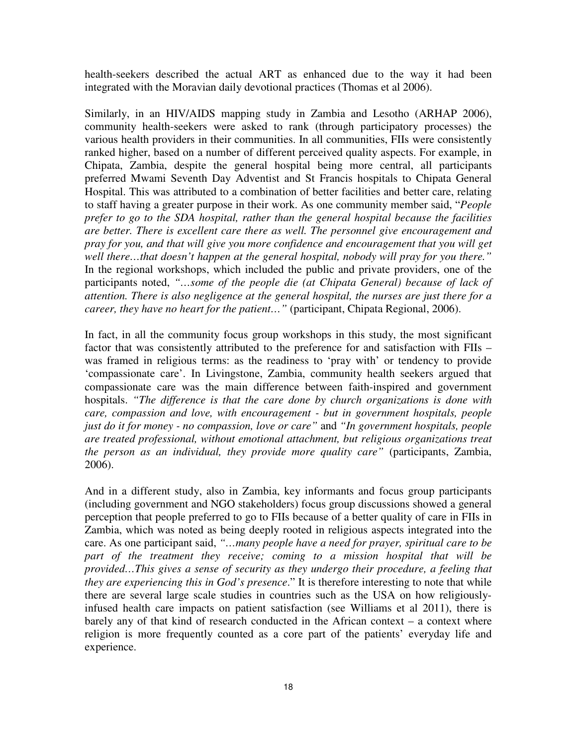health-seekers described the actual ART as enhanced due to the way it had been integrated with the Moravian daily devotional practices (Thomas et al 2006).

Similarly, in an HIV/AIDS mapping study in Zambia and Lesotho (ARHAP 2006), community health-seekers were asked to rank (through participatory processes) the various health providers in their communities. In all communities, FIIs were consistently ranked higher, based on a number of different perceived quality aspects. For example, in Chipata, Zambia, despite the general hospital being more central, all participants preferred Mwami Seventh Day Adventist and St Francis hospitals to Chipata General Hospital. This was attributed to a combination of better facilities and better care, relating to staff having a greater purpose in their work. As one community member said, "*People prefer to go to the SDA hospital, rather than the general hospital because the facilities are better. There is excellent care there as well. The personnel give encouragement and pray for you, and that will give you more confidence and encouragement that you will get well there…that doesn't happen at the general hospital, nobody will pray for you there."* In the regional workshops, which included the public and private providers, one of the participants noted, *"…some of the people die (at Chipata General) because of lack of attention. There is also negligence at the general hospital, the nurses are just there for a career, they have no heart for the patient…"* (participant, Chipata Regional, 2006).

In fact, in all the community focus group workshops in this study, the most significant factor that was consistently attributed to the preference for and satisfaction with FIIs – was framed in religious terms: as the readiness to 'pray with' or tendency to provide 'compassionate care'. In Livingstone, Zambia, community health seekers argued that compassionate care was the main difference between faith-inspired and government hospitals. *"The difference is that the care done by church organizations is done with care, compassion and love, with encouragement - but in government hospitals, people just do it for money - no compassion, love or care"* and *"In government hospitals, people are treated professional, without emotional attachment, but religious organizations treat the person as an individual, they provide more quality care"* (participants, Zambia, 2006).

And in a different study, also in Zambia, key informants and focus group participants (including government and NGO stakeholders) focus group discussions showed a general perception that people preferred to go to FIIs because of a better quality of care in FIIs in Zambia, which was noted as being deeply rooted in religious aspects integrated into the care. As one participant said, *"…many people have a need for prayer, spiritual care to be part of the treatment they receive; coming to a mission hospital that will be provided…This gives a sense of security as they undergo their procedure, a feeling that they are experiencing this in God's presence*." It is therefore interesting to note that while there are several large scale studies in countries such as the USA on how religiously-infused health care impacts on patient satisfaction (see Williams et al 2011), there is barely any of that kind of research conducted in the African context – a context where religion is more frequently counted as a core part of the patients' everyday life and experience.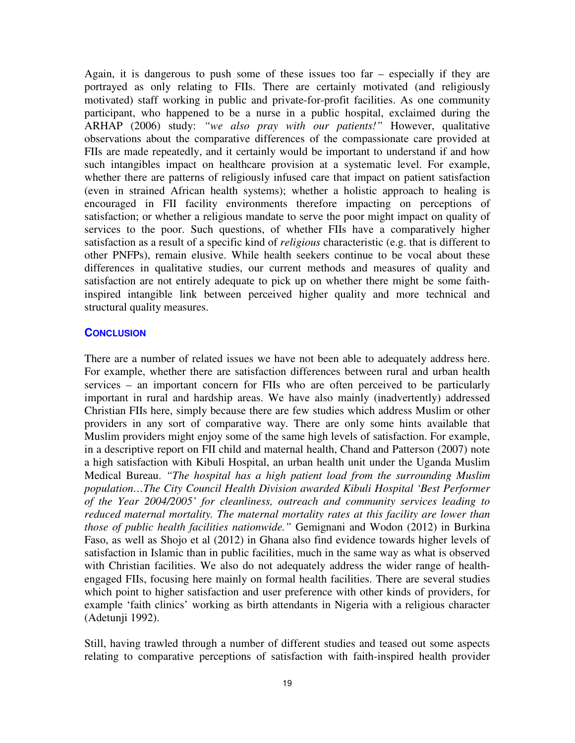Again, it is dangerous to push some of these issues too far – especially if they are portrayed as only relating to FIIs. There are certainly motivated (and religiously motivated) staff working in public and private-for-profit facilities. As one community participant, who happened to be a nurse in a public hospital, exclaimed during the ARHAP (2006) study: *"we also pray with our patients!"* However, qualitative observations about the comparative differences of the compassionate care provided at FIIs are made repeatedly, and it certainly would be important to understand if and how such intangibles impact on healthcare provision at a systematic level. For example, whether there are patterns of religiously infused care that impact on patient satisfaction (even in strained African health systems); whether a holistic approach to healing is encouraged in FII facility environments therefore impacting on perceptions of satisfaction; or whether a religious mandate to serve the poor might impact on quality of services to the poor. Such questions, of whether FIIs have a comparatively higher satisfaction as a result of a specific kind of *religious* characteristic (e.g. that is different to other PNFPs), remain elusive. While health seekers continue to be vocal about these differences in qualitative studies, our current methods and measures of quality and satisfaction are not entirely adequate to pick up on whether there might be some faith-inspired intangible link between perceived higher quality and more technical and structural quality measures.

## CONCLUSION

There are a number of related issues we have not been able to adequately address here. For example, whether there are satisfaction differences between rural and urban health services – an important concern for FIIs who are often perceived to be particularly important in rural and hardship areas. We have also mainly (inadvertently) addressed Christian FIIs here, simply because there are few studies which address Muslim or other providers in any sort of comparative way. There are only some hints available that Muslim providers might enjoy some of the same high levels of satisfaction. For example, in a descriptive report on FII child and maternal health, Chand and Patterson (2007) note a high satisfaction with Kibuli Hospital, an urban health unit under the Uganda Muslim Medical Bureau. *"The hospital has a high patient load from the surrounding Muslim population…The City Council Health Division awarded Kibuli Hospital 'Best Performer of the Year 2004/2005' for cleanliness, outreach and community services leading to reduced maternal mortality. The maternal mortality rates at this facility are lower than those of public health facilities nationwide."* Gemignani and Wodon (2012) in Burkina Faso, as well as Shojo et al (2012) in Ghana also find evidence towards higher levels of satisfaction in Islamic than in public facilities, much in the same way as what is observed with Christian facilities. We also do not adequately address the wider range of health-engaged FIIs, focusing here mainly on formal health facilities. There are several studies which point to higher satisfaction and user preference with other kinds of providers, for example 'faith clinics' working as birth attendants in Nigeria with a religious character (Adetunji 1992).

Still, having trawled through a number of different studies and teased out some aspects relating to comparative perceptions of satisfaction with faith-inspired health provider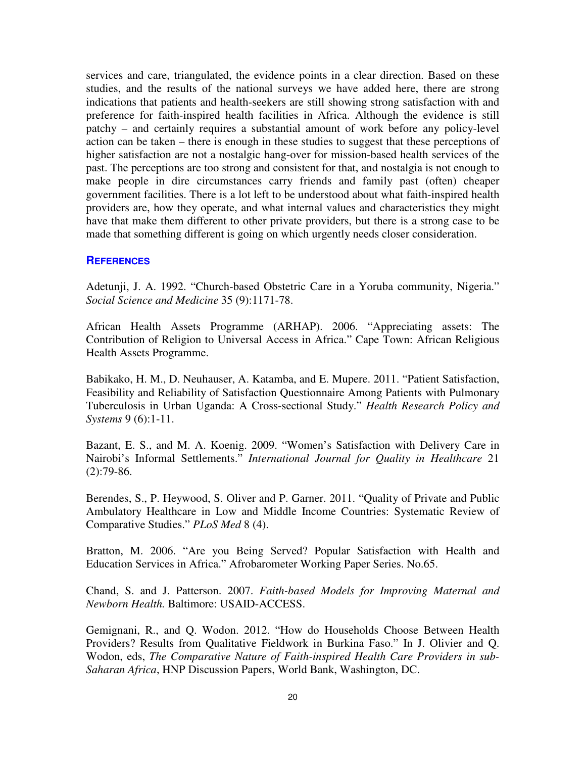services and care, triangulated, the evidence points in a clear direction. Based on these studies, and the results of the national surveys we have added here, there are strong indications that patients and health-seekers are still showing strong satisfaction with and preference for faith-inspired health facilities in Africa. Although the evidence is still patchy – and certainly requires a substantial amount of work before any policy-level action can be taken – there is enough in these studies to suggest that these perceptions of higher satisfaction are not a nostalgic hang-over for mission-based health services of the past. The perceptions are too strong and consistent for that, and nostalgia is not enough to make people in dire circumstances carry friends and family past (often) cheaper government facilities. There is a lot left to be understood about what faith-inspired health providers are, how they operate, and what internal values and characteristics they might have that make them different to other private providers, but there is a strong case to be made that something different is going on which urgently needs closer consideration.

## REFERENCES

Adetunji, J. A. 1992. "Church-based Obstetric Care in a Yoruba community, Nigeria." *Social Science and Medicine* 35 (9):1171-78.

African Health Assets Programme (ARHAP). 2006. "Appreciating assets: The Contribution of Religion to Universal Access in Africa." Cape Town: African Religious Health Assets Programme.

Babikako, H. M., D. Neuhauser, A. Katamba, and E. Mupere. 2011. "Patient Satisfaction, Feasibility and Reliability of Satisfaction Questionnaire Among Patients with Pulmonary Tuberculosis in Urban Uganda: A Cross-sectional Study." *Health Research Policy and Systems* 9 (6):1-11.

Bazant, E. S., and M. A. Koenig. 2009. "Women's Satisfaction with Delivery Care in Nairobi's Informal Settlements." *International Journal for Quality in Healthcare* 21 (2):79-86.

Berendes, S., P. Heywood, S. Oliver and P. Garner. 2011. "Quality of Private and Public Ambulatory Healthcare in Low and Middle Income Countries: Systematic Review of Comparative Studies." *PLoS Med* 8 (4).

Bratton, M. 2006. "Are you Being Served? Popular Satisfaction with Health and Education Services in Africa." Afrobarometer Working Paper Series. No.65.

Chand, S. and J. Patterson. 2007. *Faith-based Models for Improving Maternal and Newborn Health.* Baltimore: USAID-ACCESS.

Gemignani, R., and Q. Wodon. 2012. "How do Households Choose Between Health Providers? Results from Qualitative Fieldwork in Burkina Faso." In J. Olivier and Q. Wodon, eds, *The Comparative Nature of Faith-inspired Health Care Providers in sub-Saharan Africa*, HNP Discussion Papers, World Bank, Washington, DC.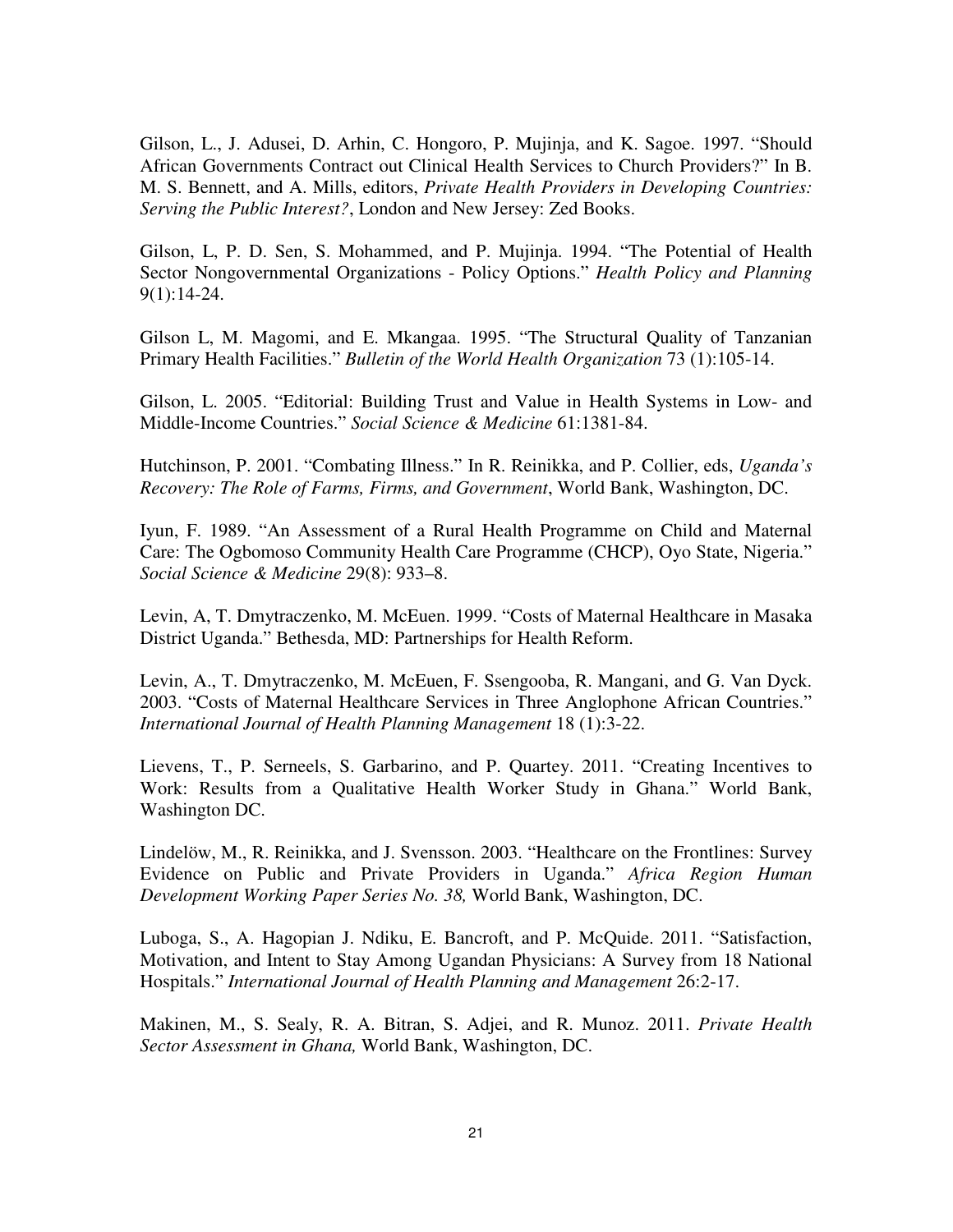Gilson, L., J. Adusei, D. Arhin, C. Hongoro, P. Mujinja, and K. Sagoe. 1997. "Should African Governments Contract out Clinical Health Services to Church Providers?" In B. M. S. Bennett, and A. Mills, editors, *Private Health Providers in Developing Countries: Serving the Public Interest?*, London and New Jersey: Zed Books.

Gilson, L, P. D. Sen, S. Mohammed, and P. Mujinja. 1994. "The Potential of Health Sector Nongovernmental Organizations - Policy Options." *Health Policy and Planning* 9(1):14-24.

Gilson L, M. Magomi, and E. Mkangaa. 1995. "The Structural Quality of Tanzanian Primary Health Facilities." *Bulletin of the World Health Organization* 73 (1):105-14.

Gilson, L. 2005. "Editorial: Building Trust and Value in Health Systems in Low- and Middle-Income Countries." *Social Science & Medicine* 61:1381-84.

Hutchinson, P. 2001. "Combating Illness." In R. Reinikka, and P. Collier, eds, *Uganda's Recovery: The Role of Farms, Firms, and Government*, World Bank, Washington, DC.

Iyun, F. 1989. "An Assessment of a Rural Health Programme on Child and Maternal Care: The Ogbomoso Community Health Care Programme (CHCP), Oyo State, Nigeria." *Social Science & Medicine* 29(8): 933–8.

Levin, A, T. Dmytraczenko, M. McEuen. 1999. "Costs of Maternal Healthcare in Masaka District Uganda." Bethesda, MD: Partnerships for Health Reform.

Levin, A., T. Dmytraczenko, M. McEuen, F. Ssengooba, R. Mangani, and G. Van Dyck. 2003. "Costs of Maternal Healthcare Services in Three Anglophone African Countries." *International Journal of Health Planning Management* 18 (1):3-22.

Lievens, T., P. Serneels, S. Garbarino, and P. Quartey. 2011. "Creating Incentives to Work: Results from a Qualitative Health Worker Study in Ghana." World Bank, Washington DC.

Lindelöw, M., R. Reinikka, and J. Svensson. 2003. "Healthcare on the Frontlines: Survey Evidence on Public and Private Providers in Uganda." *Africa Region Human Development Working Paper Series No. 38,* World Bank, Washington, DC.

Luboga, S., A. Hagopian J. Ndiku, E. Bancroft, and P. McQuide. 2011. "Satisfaction, Motivation, and Intent to Stay Among Ugandan Physicians: A Survey from 18 National Hospitals." *International Journal of Health Planning and Management* 26:2-17.

Makinen, M., S. Sealy, R. A. Bitran, S. Adjei, and R. Munoz. 2011. *Private Health Sector Assessment in Ghana,* World Bank, Washington, DC.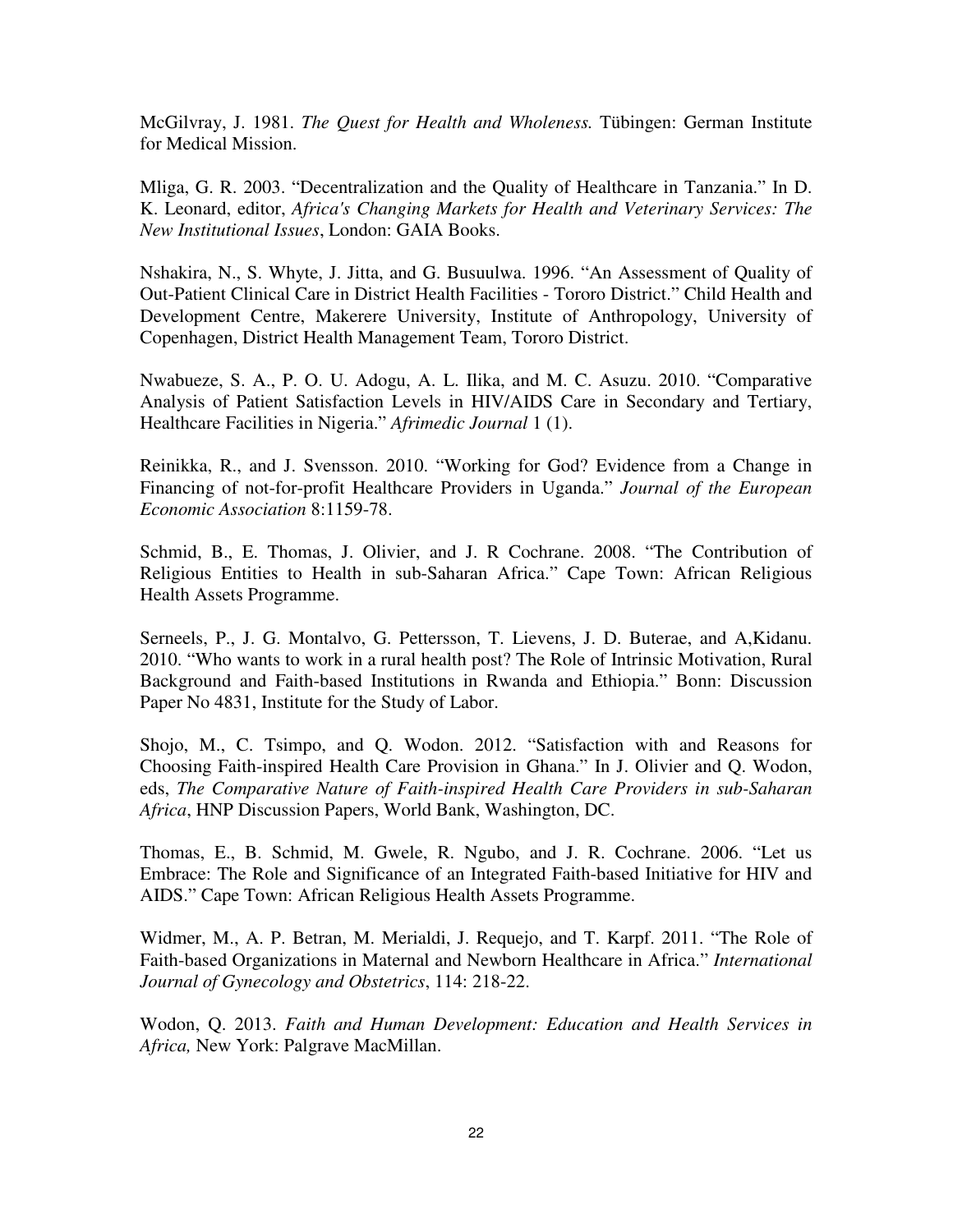McGilvray, J. 1981. *The Quest for Health and Wholeness.* Tübingen: German Institute for Medical Mission.

Mliga, G. R. 2003. "Decentralization and the Quality of Healthcare in Tanzania." In D. K. Leonard, editor, *Africa's Changing Markets for Health and Veterinary Services: The New Institutional Issues*, London: GAIA Books.

Nshakira, N., S. Whyte, J. Jitta, and G. Busuulwa. 1996. "An Assessment of Quality of Out-Patient Clinical Care in District Health Facilities - Tororo District." Child Health and Development Centre, Makerere University, Institute of Anthropology, University of Copenhagen, District Health Management Team, Tororo District.

Nwabueze, S. A., P. O. U. Adogu, A. L. Ilika, and M. C. Asuzu. 2010. "Comparative Analysis of Patient Satisfaction Levels in HIV/AIDS Care in Secondary and Tertiary, Healthcare Facilities in Nigeria." *Afrimedic Journal* 1 (1).

Reinikka, R., and J. Svensson. 2010. "Working for God? Evidence from a Change in Financing of not-for-profit Healthcare Providers in Uganda." *Journal of the European Economic Association* 8:1159-78.

Schmid, B., E. Thomas, J. Olivier, and J. R Cochrane. 2008. "The Contribution of Religious Entities to Health in sub-Saharan Africa." Cape Town: African Religious Health Assets Programme.

Serneels, P., J. G. Montalvo, G. Pettersson, T. Lievens, J. D. Buterae, and A,Kidanu. 2010. "Who wants to work in a rural health post? The Role of Intrinsic Motivation, Rural Background and Faith-based Institutions in Rwanda and Ethiopia." Bonn: Discussion Paper No 4831, Institute for the Study of Labor.

Shojo, M., C. Tsimpo, and Q. Wodon. 2012. "Satisfaction with and Reasons for Choosing Faith-inspired Health Care Provision in Ghana." In J. Olivier and Q. Wodon, eds, *The Comparative Nature of Faith-inspired Health Care Providers in sub-Saharan Africa*, HNP Discussion Papers, World Bank, Washington, DC.

Thomas, E., B. Schmid, M. Gwele, R. Ngubo, and J. R. Cochrane. 2006. "Let us Embrace: The Role and Significance of an Integrated Faith-based Initiative for HIV and AIDS." Cape Town: African Religious Health Assets Programme.

Widmer, M., A. P. Betran, M. Merialdi, J. Requejo, and T. Karpf. 2011. "The Role of Faith-based Organizations in Maternal and Newborn Healthcare in Africa." *International Journal of Gynecology and Obstetrics*, 114: 218-22.

Wodon, Q. 2013. *Faith and Human Development: Education and Health Services in Africa,* New York: Palgrave MacMillan.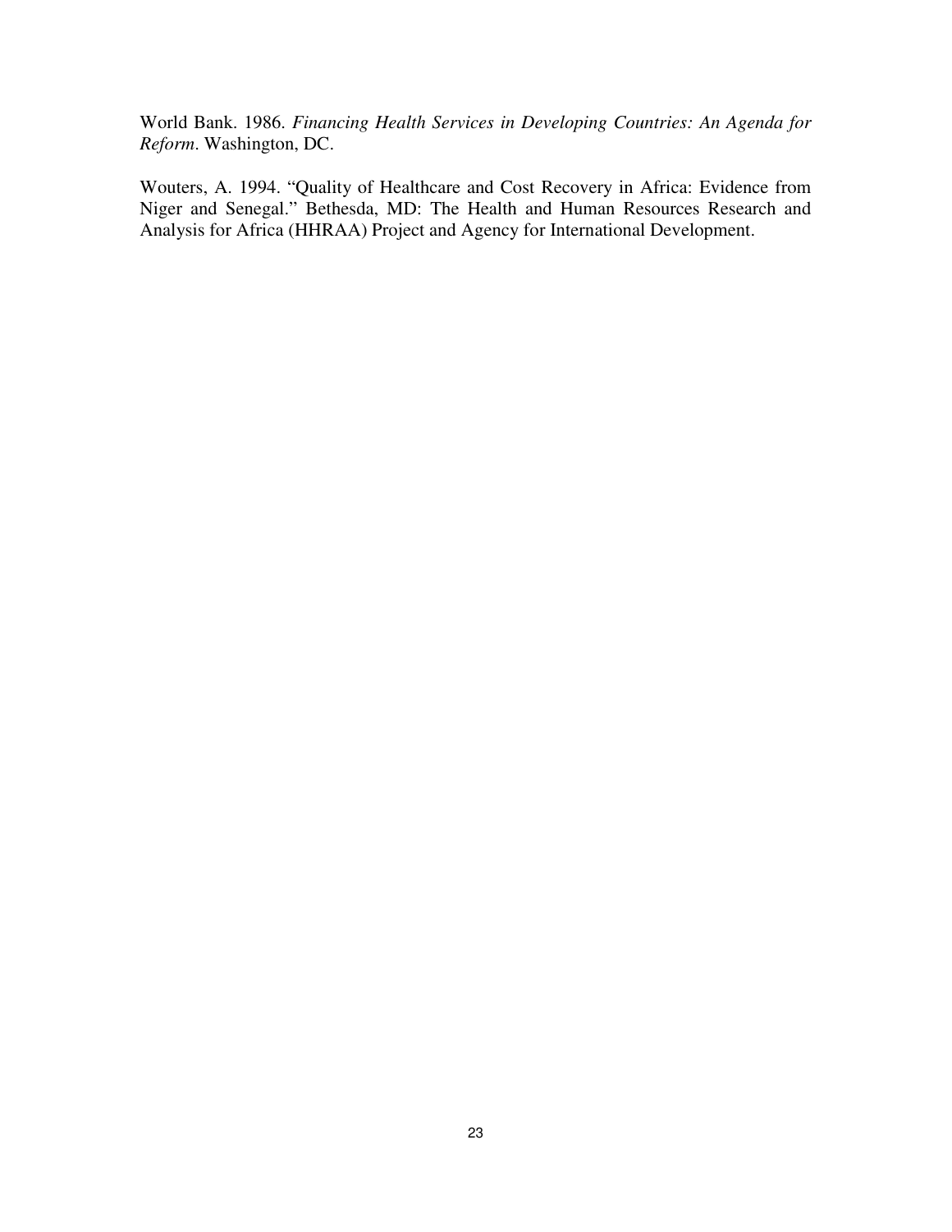World Bank. 1986. *Financing Health Services in Developing Countries: An Agenda for Reform*. Washington, DC.

Wouters, A. 1994. "Quality of Healthcare and Cost Recovery in Africa: Evidence from Niger and Senegal." Bethesda, MD: The Health and Human Resources Research and Analysis for Africa (HHRAA) Project and Agency for International Development.